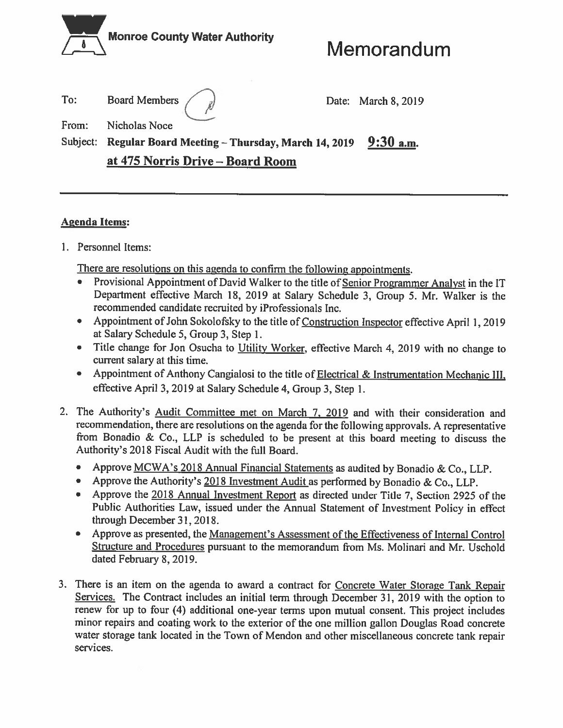**Monroe County Water Authority**

# Memorandum

To: Board Members

Date: March 8, 2019

From: Nicholas Noce

Subject: **Regular Board Meeting – Thursday, March 14, 2019 9:30 a.m.**
**at 475 Norris Drive – Board Room**

---

## Agenda Items:

1. Personnel Items:

   There are resolutions on this agenda to confirm the following appointments.

   - Provisional Appointment of David Walker to the title of Senior Programmer Analyst in the IT Department effective March 18, 2019 at Salary Schedule 3, Group 5. Mr. Walker is the recommended candidate recruited by iProfessionals Inc.
   - Appointment of John Sokolofsky to the title of Construction Inspector effective April 1, 2019 at Salary Schedule 5, Group 3, Step 1.
   - Title change for Jon Osucha to Utility Worker, effective March 4, 2019 with no change to current salary at this time.
   - Appointment of Anthony Cangialosi to the title of Electrical & Instrumentation Mechanic III, effective April 3, 2019 at Salary Schedule 4, Group 3, Step 1.

2. The Authority's Audit Committee met on March 7, 2019 and with their consideration and recommendation, there are resolutions on the agenda for the following approvals. A representative from Bonadio & Co., LLP is scheduled to be present at this board meeting to discuss the Authority's 2018 Fiscal Audit with the full Board.

   - Approve MCWA's 2018 Annual Financial Statements as audited by Bonadio & Co., LLP.
   - Approve the Authority's 2018 Investment Audit as performed by Bonadio & Co., LLP.
   - Approve the 2018 Annual Investment Report as directed under Title 7, Section 2925 of the Public Authorities Law, issued under the Annual Statement of Investment Policy in effect through December 31, 2018.
   - Approve as presented, the Management's Assessment of the Effectiveness of Internal Control Structure and Procedures pursuant to the memorandum from Ms. Molinari and Mr. Uschold dated February 8, 2019.

3. There is an item on the agenda to award a contract for Concrete Water Storage Tank Repair Services. The Contract includes an initial term through December 31, 2019 with the option to renew for up to four (4) additional one-year terms upon mutual consent. This project includes minor repairs and coating work to the exterior of the one million gallon Douglas Road concrete water storage tank located in the Town of Mendon and other miscellaneous concrete tank repair services.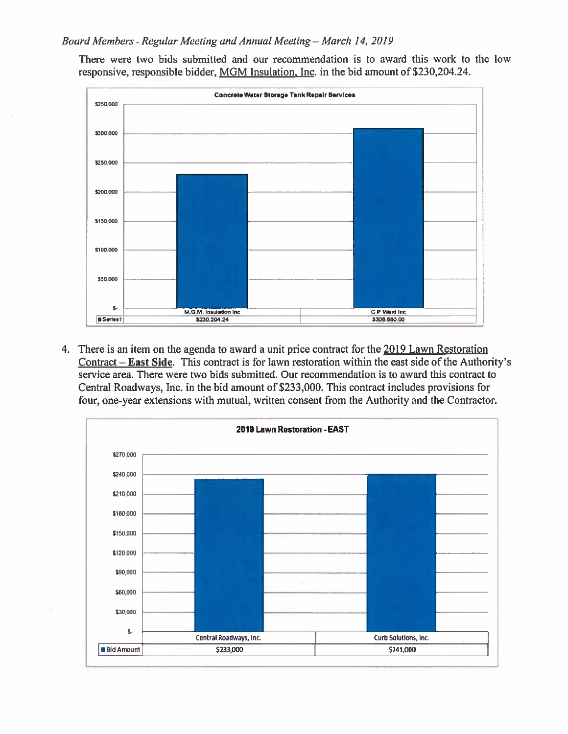There were two bids submitted and our recommendation is to award this work to the low responsive, responsible bidder, MGM Insulation, Inc. in the bid amount of $230,204.24.

**Concrete Water Storage Tank Repair Services**

| | M.G.M. Insulation Inc | C P Ward Inc |
|---|---|---|
| Series1 | $230,204.24 | $308,660.00 |

4. There is an item on the agenda to award a unit price contract for the 2019 Lawn Restoration Contract – **East Side**. This contract is for lawn restoration within the east side of the Authority's service area. There were two bids submitted. Our recommendation is to award this contract to Central Roadways, Inc. in the bid amount of $233,000. This contract includes provisions for four, one-year extensions with mutual, written consent from the Authority and the Contractor.

**2019 Lawn Restoration - EAST**

| | Central Roadways, Inc. | Curb Solutions, Inc. |
|---|---|---|
| Bid Amount | $233,000 | $241,000 |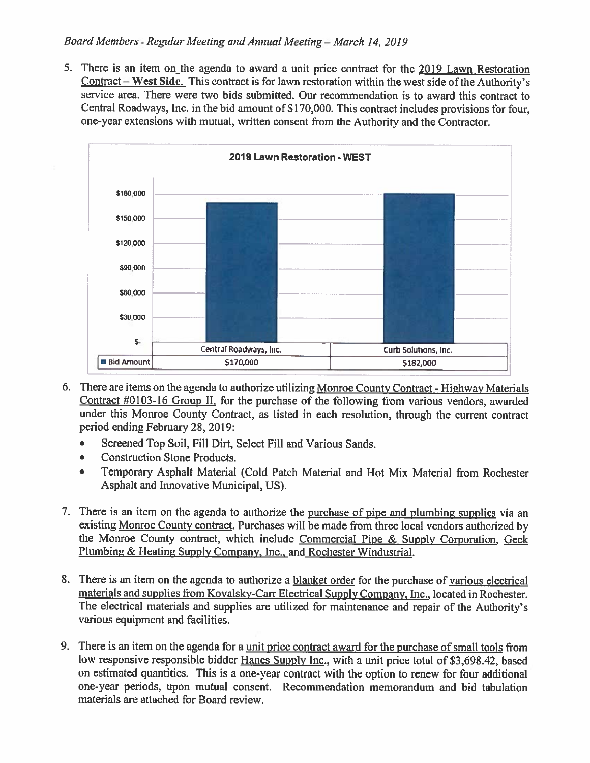5. There is an item on the agenda to award a unit price contract for the 2019 Lawn Restoration Contract – **West Side.** This contract is for lawn restoration within the west side of the Authority's service area. There were two bids submitted. Our recommendation is to award this contract to Central Roadways, Inc. in the bid amount of $170,000. This contract includes provisions for four, one-year extensions with mutual, written consent from the Authority and the Contractor.

**2019 Lawn Restoration - WEST**

| | Central Roadways, Inc. | Curb Solutions, Inc. |
|---|---|---|
| Bid Amount | $170,000 | $182,000 |

6. There are items on the agenda to authorize utilizing Monroe County Contract - Highway Materials Contract #0103-16 Group II, for the purchase of the following from various vendors, awarded under this Monroe County Contract, as listed in each resolution, through the current contract period ending February 28, 2019:
   - Screened Top Soil, Fill Dirt, Select Fill and Various Sands.
   - Construction Stone Products.
   - Temporary Asphalt Material (Cold Patch Material and Hot Mix Material from Rochester Asphalt and Innovative Municipal, US).

7. There is an item on the agenda to authorize the purchase of pipe and plumbing supplies via an existing Monroe County contract. Purchases will be made from three local vendors authorized by the Monroe County contract, which include Commercial Pipe & Supply Corporation, Geck Plumbing & Heating Supply Company, Inc., and Rochester Windustrial.

8. There is an item on the agenda to authorize a blanket order for the purchase of various electrical materials and supplies from Kovalsky-Carr Electrical Supply Company, Inc., located in Rochester. The electrical materials and supplies are utilized for maintenance and repair of the Authority's various equipment and facilities.

9. There is an item on the agenda for a unit price contract award for the purchase of small tools from low responsive responsible bidder Hanes Supply Inc., with a unit price total of $3,698.42, based on estimated quantities. This is a one-year contract with the option to renew for four additional one-year periods, upon mutual consent. Recommendation memorandum and bid tabulation materials are attached for Board review.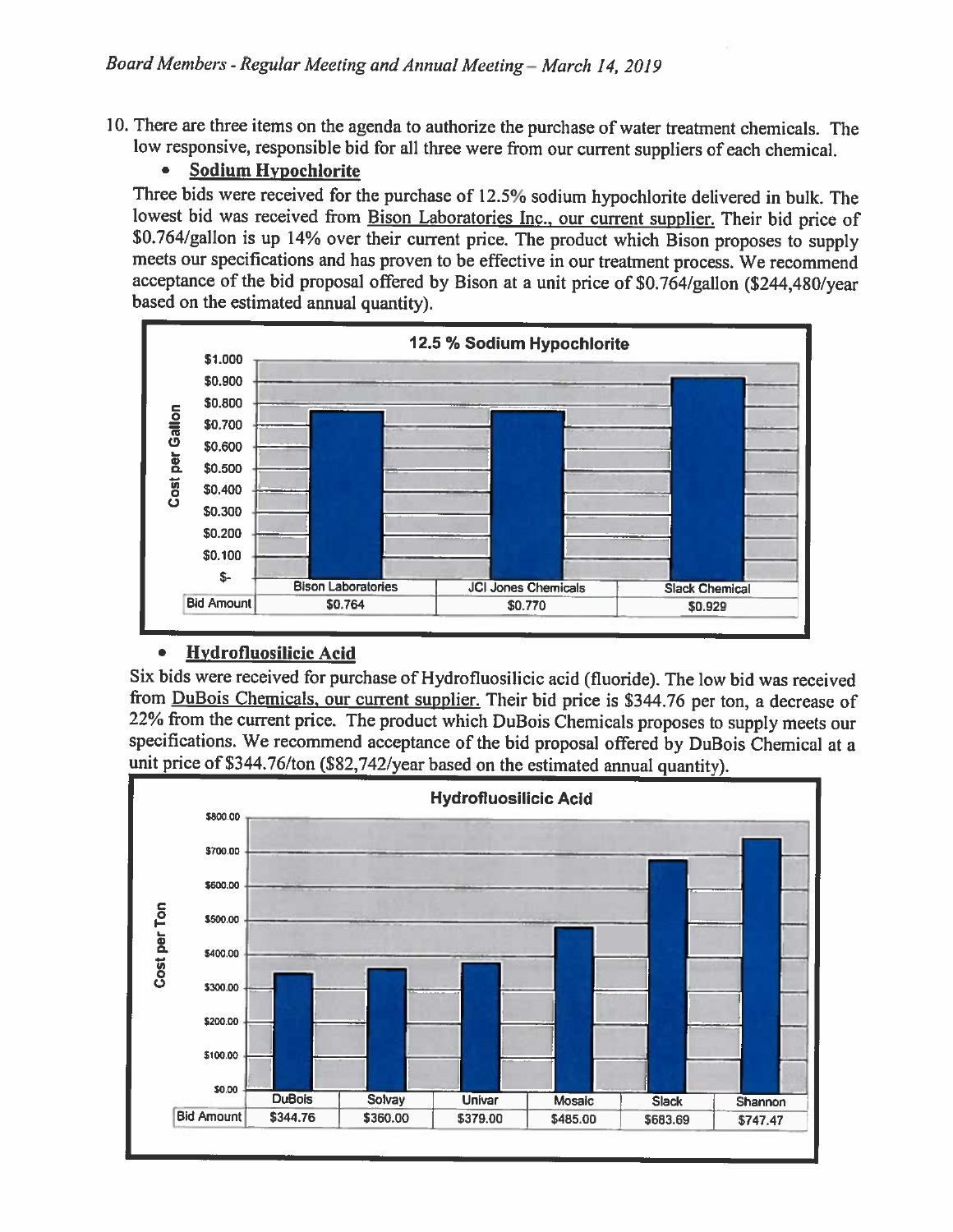10. There are three items on the agenda to authorize the purchase of water treatment chemicals. The low responsive, responsible bid for all three were from our current suppliers of each chemical.

- **Sodium Hypochlorite**

Three bids were received for the purchase of 12.5% sodium hypochlorite delivered in bulk. The lowest bid was received from Bison Laboratories Inc., our current supplier. Their bid price of \$0.764/gallon is up 14% over their current price. The product which Bison proposes to supply meets our specifications and has proven to be effective in our treatment process. We recommend acceptance of the bid proposal offered by Bison at a unit price of \$0.764/gallon (\$244,480/year based on the estimated annual quantity).

**12.5 % Sodium Hypochlorite**

| | Bison Laboratories | JCI Jones Chemicals | Slack Chemical |
|---|---|---|---|
| Bid Amount | \$0.764 | \$0.770 | \$0.929 |

- **Hydrofluosilicic Acid**

Six bids were received for purchase of Hydrofluosilicic acid (fluoride). The low bid was received from DuBois Chemicals, our current supplier. Their bid price is \$344.76 per ton, a decrease of 22% from the current price. The product which DuBois Chemicals proposes to supply meets our specifications. We recommend acceptance of the bid proposal offered by DuBois Chemical at a unit price of \$344.76/ton (\$82,742/year based on the estimated annual quantity).

**Hydrofluosilicic Acid**

| | DuBois | Solvay | Univar | Mosaic | Slack | Shannon |
|---|---|---|---|---|---|---|
| Bid Amount | \$344.76 | \$360.00 | \$379.00 | \$485.00 | \$683.69 | \$747.47 |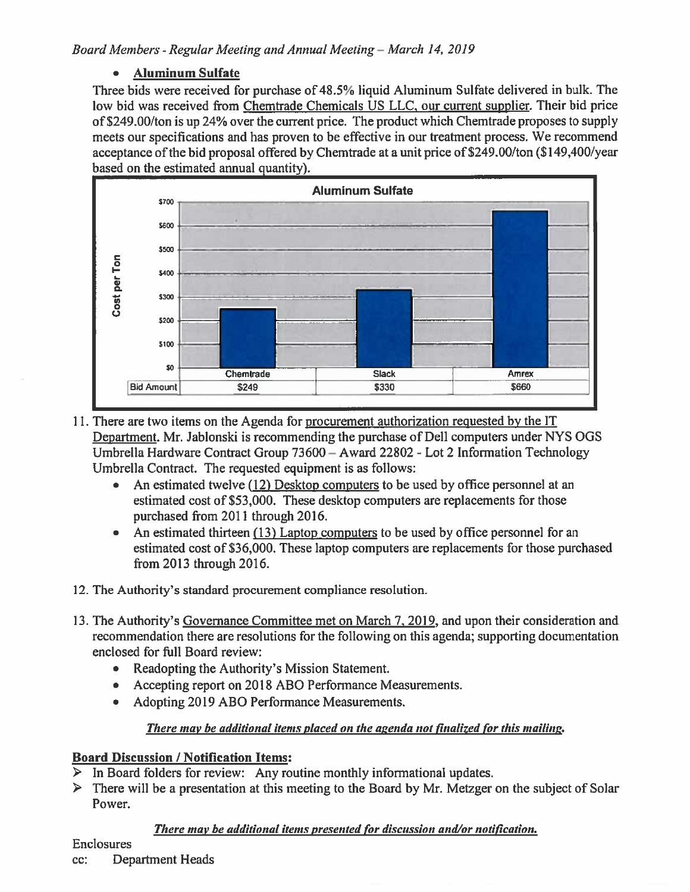- **Aluminum Sulfate**

Three bids were received for purchase of 48.5% liquid Aluminum Sulfate delivered in bulk. The low bid was received from Chemtrade Chemicals US LLC, our current supplier. Their bid price of $249.00/ton is up 24% over the current price. The product which Chemtrade proposes to supply meets our specifications and has proven to be effective in our treatment process. We recommend acceptance of the bid proposal offered by Chemtrade at a unit price of $249.00/ton ($149,400/year based on the estimated annual quantity).

**Aluminum Sulfate**

| | Chemtrade | Slack | Amrex |
|---|---|---|---|
| Bid Amount | $249 | $330 | $660 |

11. There are two items on the Agenda for procurement authorization requested by the IT Department. Mr. Jablonski is recommending the purchase of Dell computers under NYS OGS Umbrella Hardware Contract Group 73600 – Award 22802 - Lot 2 Information Technology Umbrella Contract. The requested equipment is as follows:
    - An estimated twelve (12) Desktop computers to be used by office personnel at an estimated cost of $53,000. These desktop computers are replacements for those purchased from 2011 through 2016.
    - An estimated thirteen (13) Laptop computers to be used by office personnel for an estimated cost of $36,000. These laptop computers are replacements for those purchased from 2013 through 2016.

12. The Authority's standard procurement compliance resolution.

13. The Authority's Governance Committee met on March 7, 2019, and upon their consideration and recommendation there are resolutions for the following on this agenda; supporting documentation enclosed for full Board review:
    - Readopting the Authority's Mission Statement.
    - Accepting report on 2018 ABO Performance Measurements.
    - Adopting 2019 ABO Performance Measurements.

***There may be additional items placed on the agenda not finalized for this mailing.***

**Board Discussion / Notification Items:**

- In Board folders for review: Any routine monthly informational updates.
- There will be a presentation at this meeting to the Board by Mr. Metzger on the subject of Solar Power.

***There may be additional items presented for discussion and/or notification.***

Enclosures

cc: Department Heads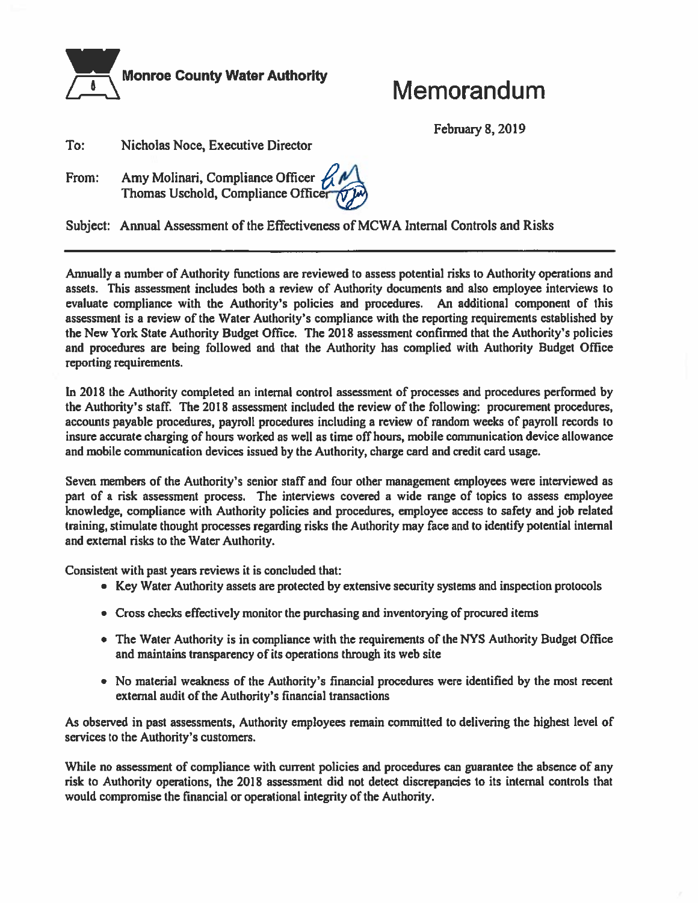**Monroe County Water Authority**

# Memorandum

February 8, 2019

To: Nicholas Noce, Executive Director

From: Amy Molinari, Compliance Officer
Thomas Uschold, Compliance Officer

Subject: Annual Assessment of the Effectiveness of MCWA Internal Controls and Risks

---

Annually a number of Authority functions are reviewed to assess potential risks to Authority operations and assets. This assessment includes both a review of Authority documents and also employee interviews to evaluate compliance with the Authority's policies and procedures. An additional component of this assessment is a review of the Water Authority's compliance with the reporting requirements established by the New York State Authority Budget Office. The 2018 assessment confirmed that the Authority's policies and procedures are being followed and that the Authority has complied with Authority Budget Office reporting requirements.

In 2018 the Authority completed an internal control assessment of processes and procedures performed by the Authority's staff. The 2018 assessment included the review of the following: procurement procedures, accounts payable procedures, payroll procedures including a review of random weeks of payroll records to insure accurate charging of hours worked as well as time off hours, mobile communication device allowance and mobile communication devices issued by the Authority, charge card and credit card usage.

Seven members of the Authority's senior staff and four other management employees were interviewed as part of a risk assessment process. The interviews covered a wide range of topics to assess employee knowledge, compliance with Authority policies and procedures, employee access to safety and job related training, stimulate thought processes regarding risks the Authority may face and to identify potential internal and external risks to the Water Authority.

Consistent with past years reviews it is concluded that:

- Key Water Authority assets are protected by extensive security systems and inspection protocols
- Cross checks effectively monitor the purchasing and inventorying of procured items
- The Water Authority is in compliance with the requirements of the NYS Authority Budget Office and maintains transparency of its operations through its web site
- No material weakness of the Authority's financial procedures were identified by the most recent external audit of the Authority's financial transactions

As observed in past assessments, Authority employees remain committed to delivering the highest level of services to the Authority's customers.

While no assessment of compliance with current policies and procedures can guarantee the absence of any risk to Authority operations, the 2018 assessment did not detect discrepancies to its internal controls that would compromise the financial or operational integrity of the Authority.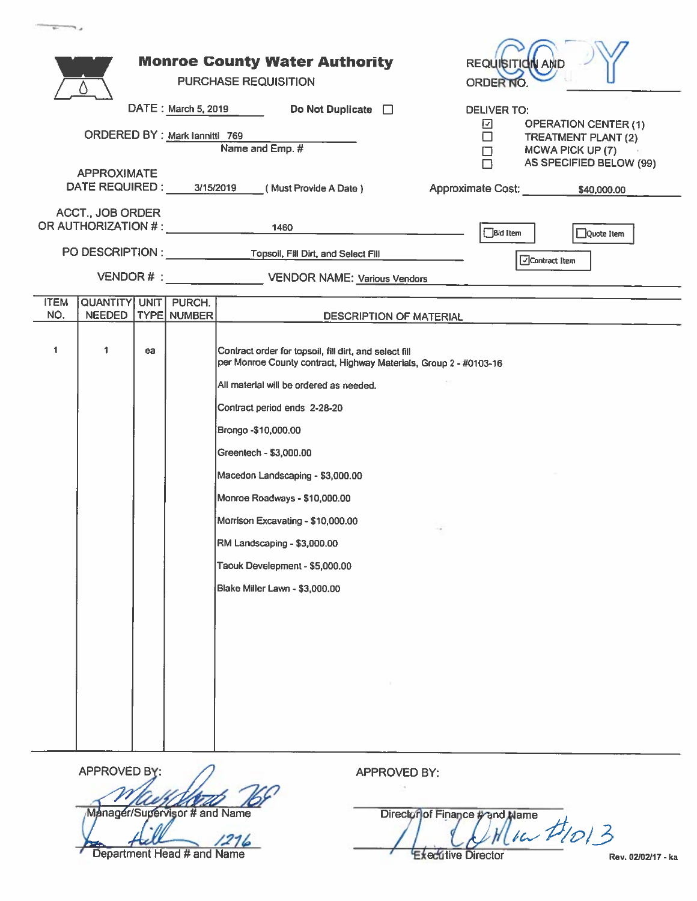# Monroe County Water Authority

## PURCHASE REQUISITION

REQUISITION AND ORDER NO. ______ COPY

**DATE :** March 5, 2019  **Do Not Duplicate** ☐

**ORDERED BY :** Mark Iannitti 769
Name and Emp. #

**DELIVER TO:**

- ☑ OPERATION CENTER (1)
- ☐ TREATMENT PLANT (2)
- ☐ MCWA PICK UP (7)
- ☐ AS SPECIFIED BELOW (99)

**APPROXIMATE DATE REQUIRED :** 3/15/2019 ( Must Provide A Date )

**Approximate Cost:** $40,000.00

**ACCT., JOB ORDER OR AUTHORIZATION # :** 1460

☐ Bid Item ☐ Quote Item ☑ Contract Item

**PO DESCRIPTION :** Topsoil, Fill Dirt, and Select Fill

**VENDOR # :** ______ **VENDOR NAME:** Various Vendors

| ITEM NO. | QUANTITY NEEDED | UNIT TYPE | PURCH. NUMBER | DESCRIPTION OF MATERIAL |
|---|---|---|---|---|
| 1 | 1 | ea | | Contract order for topsoil, fill dirt, and select fill per Monroe County contract, Highway Materials, Group 2 - #0103-16 |
| | | | | All material will be ordered as needed. |
| | | | | Contract period ends 2-28-20 |
| | | | | Brongo -$10,000.00 |
| | | | | Greentech - $3,000.00 |
| | | | | Macedon Landscaping - $3,000.00 |
| | | | | Monroe Roadways - $10,000.00 |
| | | | | Morrison Excavating - $10,000.00 |
| | | | | RM Landscaping - $3,000.00 |
| | | | | Taouk Develepment - $5,000.00 |
| | | | | Blake Miller Lawn - $3,000.00 |

**APPROVED BY:**

[Signature] 769
Manager/Supervisor # and Name

[Signature] 1216
Department Head # and Name

**APPROVED BY:**

Director of Finance # and Name

[Signature] #1013
Executive Director

Rev. 02/02/17 - ka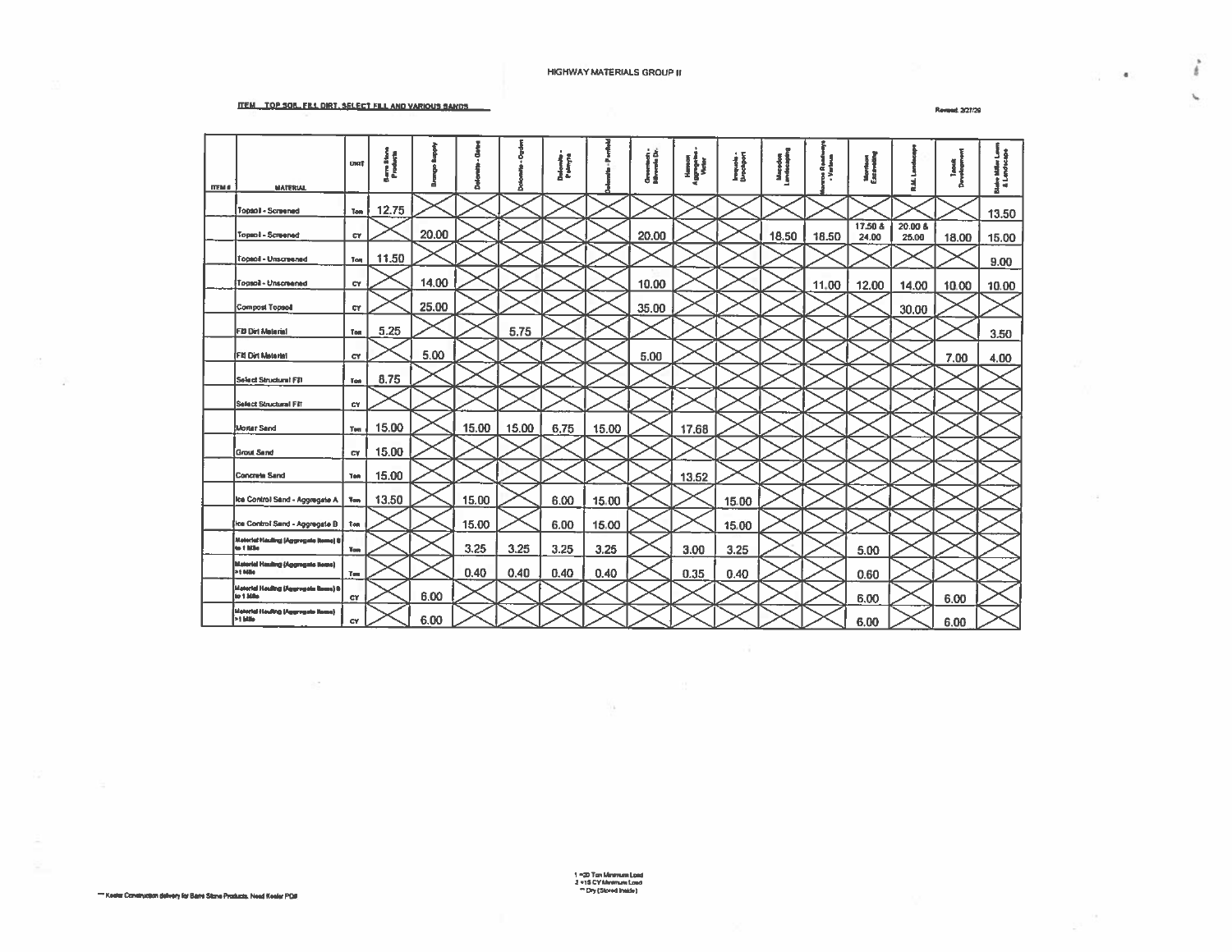# HIGHWAY MATERIALS GROUP II

**ITEM TOP SOIL, FILL DIRT, SELECT FILL AND VARIOUS SANDS**

Revised 3/27/29

| ITEM # | MATERIAL | UNIT | Barre Stone Products | Brongo Supply | Dolomite - Gates | Dolomite - Ogden | Dolomite - Palmyra | Dolomite - Penfield | Greentech - Silvernale Dr. | Hanson Aggregates - Victor | Iroquois - Brockport | Macedon Landscaping | Monroe Roadways - Various | Morrison Excavating | R.M. Landscape | Terech Development | Blake Miller Lawn & Landscape |
|---|---|---|---|---|---|---|---|---|---|---|---|---|---|---|---|---|---|
| | Topsoil - Screened | Ton | 12.75 | | | | | | | | | | | | | | 13.50 |
| | Topsoil - Screened | CY | | 20.00 | | | | | 20.00 | | | 18.50 | 18.50 | 17.50 & 24.00 | 20.00 & 25.00 | 18.00 | 15.00 |
| | Topsoil - Unscreened | Ton | 11.50 | | | | | | | | | | | | | | 9.00 |
| | Topsoil - Unscreened | CY | | 14.00 | | | | | 10.00 | | | | 11.00 | 12.00 | 14.00 | 10.00 | 10.00 |
| | Compost Topsoil | CY | | 25.00 | | | | | 35.00 | | | | | | 30.00 | | |
| | Fill Dirt Material | Ton | 5.25 | | | 5.75 | | | | | | | | | | | 3.50 |
| | Fill Dirt Material | CY | | 5.00 | | | | | 5.00 | | | | | | | 7.00 | 4.00 |
| | Select Structural Fill | Ton | 8.75 | | | | | | | | | | | | | | |
| | Select Structural Fill | CY | | | | | | | | | | | | | | | |
| | Mortar Sand | Ton | 15.00 | | 15.00 | 15.00 | 6.75 | 15.00 | | 17.68 | | | | | | | |
| | Grout Sand | CY | 15.00 | | | | | | | | | | | | | | |
| | Concrete Sand | Ton | 15.00 | | | | | | | 13.52 | | | | | | | |
| | Ice Control Sand - Aggregate A | Ton | 13.50 | | 15.00 | | 6.00 | 15.00 | | | 15.00 | | | | | | |
| | Ice Control Sand - Aggregate B | Ton | | | 15.00 | | 6.00 | 15.00 | | | 15.00 | | | | | | |
| | Material Hauling (Aggregate Items) 0 to 1 Mile | Ton | | | 3.25 | 3.25 | 3.25 | 3.25 | | 3.00 | 3.25 | | | 5.00 | | | |
| | Material Hauling (Aggregate Items) >1 Mile | Ton | | | 0.40 | 0.40 | 0.40 | 0.40 | | 0.35 | 0.40 | | | 0.60 | | | |
| | Material Hauling (Aggregate Items) 0 to 1 Mile | CY | | 6.00 | | | | | | | | | | 6.00 | | 6.00 | |
| | Material Hauling (Aggregate Items) >1 Mile | CY | | 6.00 | | | | | | | | | | 6.00 | | 6.00 | |

1 = 20 Ton Minimum Load
2 = 15 CY Minimum Load
** Dry (Stored Inside)

*** Keeler Construction delivery for Barre Stone Products. Need Keeler PO#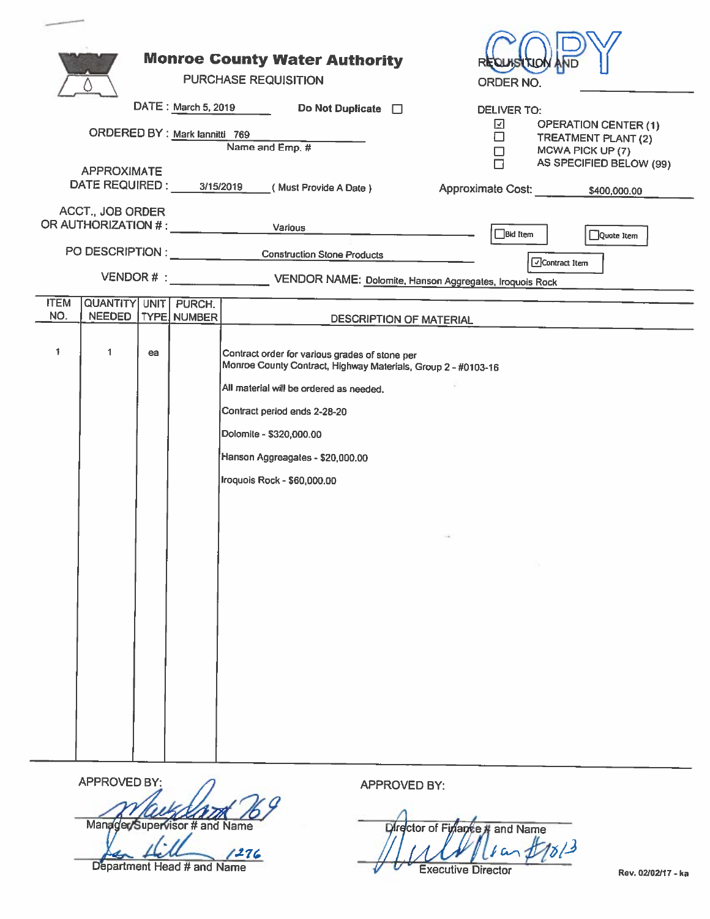# Monroe County Water Authority

## PURCHASE REQUISITION

COPY

REQUISITION AND ORDER NO. ____________

DATE : March 5, 2019

Do Not Duplicate ☐

ORDERED BY : Mark Iannitti 769
Name and Emp. #

DELIVER TO:

- ☑ OPERATION CENTER (1)
- ☐ TREATMENT PLANT (2)
- ☐ MCWA PICK UP (7)
- ☐ AS SPECIFIED BELOW (99)

APPROXIMATE DATE REQUIRED : 3/15/2019 ( Must Provide A Date )

Approximate Cost: $400,000.00

ACCT., JOB ORDER OR AUTHORIZATION # : Various

☐ Bid Item ☐ Quote Item ☑ Contract Item

PO DESCRIPTION : Construction Stone Products

VENDOR # : ____________ VENDOR NAME: Dolomite, Hanson Aggregates, Iroquois Rock

| ITEM NO. | QUANTITY NEEDED | UNIT TYPE | PURCH. NUMBER | DESCRIPTION OF MATERIAL |
|---|---|---|---|---|
| 1 | 1 | ea | | Contract order for various grades of stone per Monroe County Contract, Highway Materials, Group 2 - #0103-16<br><br>All material will be ordered as needed.<br><br>Contract period ends 2-28-20<br><br>Dolomite - $320,000.00<br><br>Hanson Aggreagates - $20,000.00<br><br>Iroquois Rock - $60,000.00 |

APPROVED BY:

[Signature] 769
Manager/Supervisor # and Name

[Signature] 1276
Department Head # and Name

APPROVED BY:

Director of Finance # and Name

[Signature] #1013
Executive Director

Rev. 02/02/17 - ka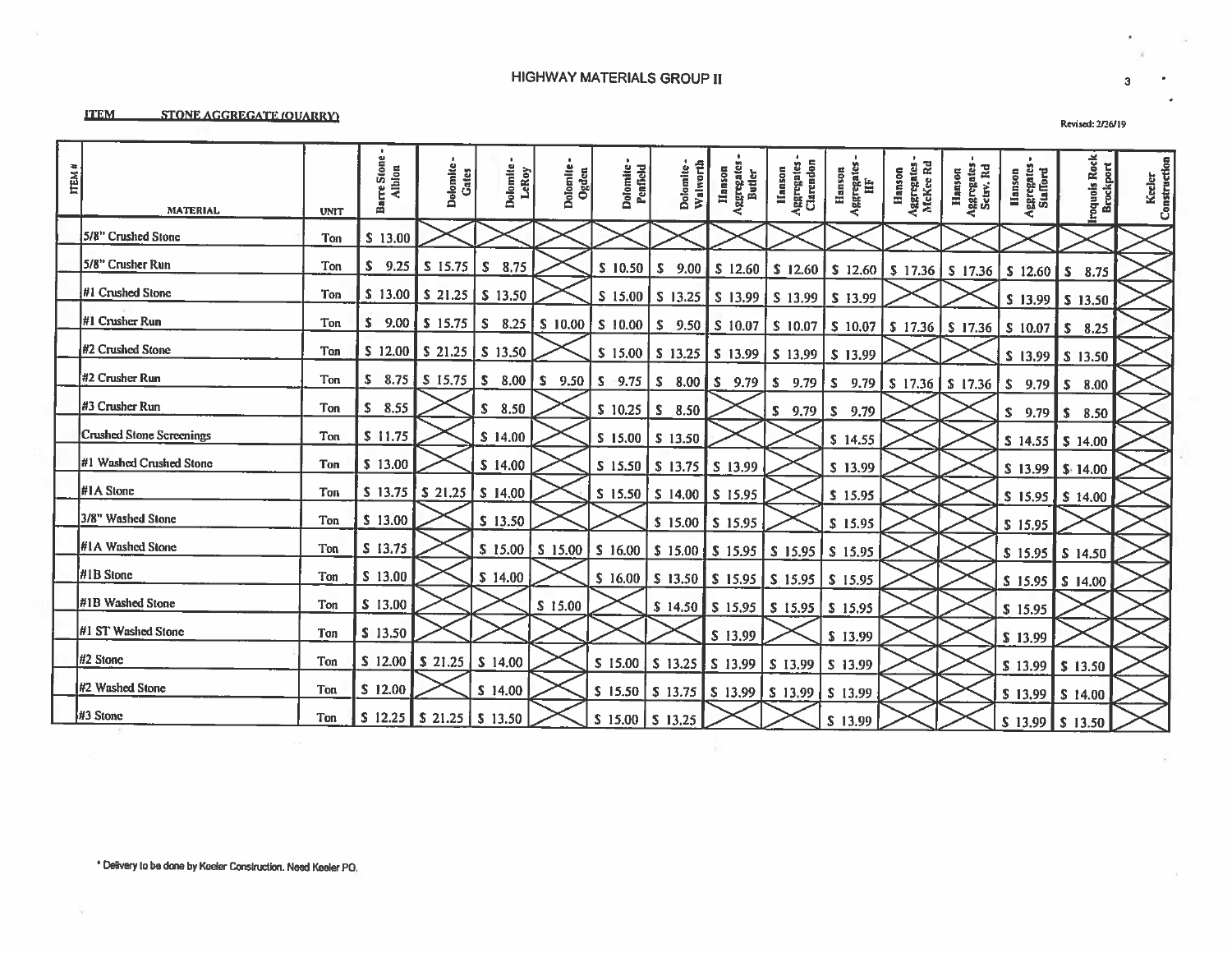# HIGHWAY MATERIALS GROUP II

**ITEM STONE AGGREGATE (QUARRY)**

Revised: 2/26/19

| ITEM # | MATERIAL | UNIT | Barre Stone - Albion | Dolomite - Gates | Dolomite - LeRoy | Dolomite - Ogden | Dolomite - Penfield | Dolomite - Walworth | Hanson Aggregates - Butler | Hanson Aggregates - Clarendon | Hanson Aggregates - HF | Hanson Aggregates - McKee Rd | Hanson Aggregates - Sctsv. Rd | Hanson Aggregates - Stafford | Iroquois Rock Brockport | Keeler Construction |
|---|---|---|---|---|---|---|---|---|---|---|---|---|---|---|---|---|
| | 5/8" Crushed Stone | Ton | $ 13.00 | | | | | | | | | | | | | |
| | 5/8" Crusher Run | Ton | $ 9.25 | $ 15.75 | $ 8.75 | | $ 10.50 | $ 9.00 | $ 12.60 | $ 12.60 | $ 12.60 | $ 17.36 | $ 17.36 | $ 12.60 | $ 8.75 | |
| | #1 Crushed Stone | Ton | $ 13.00 | $ 21.25 | $ 13.50 | | $ 15.00 | $ 13.25 | $ 13.99 | $ 13.99 | $ 13.99 | | | $ 13.99 | $ 13.50 | |
| | #1 Crusher Run | Ton | $ 9.00 | $ 15.75 | $ 8.25 | $ 10.00 | $ 10.00 | $ 9.50 | $ 10.07 | $ 10.07 | $ 10.07 | $ 17.36 | $ 17.36 | $ 10.07 | $ 8.25 | |
| | #2 Crushed Stone | Ton | $ 12.00 | $ 21.25 | $ 13.50 | | $ 15.00 | $ 13.25 | $ 13.99 | $ 13.99 | $ 13.99 | | | $ 13.99 | $ 13.50 | |
| | #2 Crusher Run | Ton | $ 8.75 | $ 15.75 | $ 8.00 | $ 9.50 | $ 9.75 | $ 8.00 | $ 9.79 | $ 9.79 | $ 9.79 | $ 17.36 | $ 17.36 | $ 9.79 | $ 8.00 | |
| | #3 Crusher Run | Ton | $ 8.55 | | $ 8.50 | | $ 10.25 | $ 8.50 | | $ 9.79 | $ 9.79 | | | $ 9.79 | $ 8.50 | |
| | Crushed Stone Screenings | Ton | $ 11.75 | | $ 14.00 | | $ 15.00 | $ 13.50 | | | $ 14.55 | | | $ 14.55 | $ 14.00 | |
| | #1 Washed Crushed Stone | Ton | $ 13.00 | | $ 14.00 | | $ 15.50 | $ 13.75 | $ 13.99 | | $ 13.99 | | | $ 13.99 | $ 14.00 | |
| | #1A Stone | Ton | $ 13.75 | $ 21.25 | $ 14.00 | | $ 15.50 | $ 14.00 | $ 15.95 | | $ 15.95 | | | $ 15.95 | $ 14.00 | |
| | 3/8" Washed Stone | Ton | $ 13.00 | | $ 13.50 | | | $ 15.00 | $ 15.95 | | $ 15.95 | | | $ 15.95 | | |
| | #1A Washed Stone | Ton | $ 13.75 | | $ 15.00 | $ 15.00 | $ 16.00 | $ 15.00 | $ 15.95 | $ 15.95 | $ 15.95 | | | $ 15.95 | $ 14.50 | |
| | #1B Stone | Ton | $ 13.00 | | $ 14.00 | | $ 16.00 | $ 13.50 | $ 15.95 | $ 15.95 | $ 15.95 | | | $ 15.95 | $ 14.00 | |
| | #1B Washed Stone | Ton | $ 13.00 | | | $ 15.00 | | $ 14.50 | $ 15.95 | $ 15.95 | $ 15.95 | | | $ 15.95 | | |
| | #1 ST Washed Stone | Ton | $ 13.50 | | | | | | $ 13.99 | | $ 13.99 | | | $ 13.99 | | |
| | #2 Stone | Ton | $ 12.00 | $ 21.25 | $ 14.00 | | $ 15.00 | $ 13.25 | $ 13.99 | $ 13.99 | $ 13.99 | | | $ 13.99 | $ 13.50 | |
| | #2 Washed Stone | Ton | $ 12.00 | | $ 14.00 | | $ 15.50 | $ 13.75 | $ 13.99 | $ 13.99 | $ 13.99 | | | $ 13.99 | $ 14.00 | |
| | #3 Stone | Ton | $ 12.25 | $ 21.25 | $ 13.50 | | $ 15.00 | $ 13.25 | | | $ 13.99 | | | $ 13.99 | $ 13.50 | |

* Delivery to be done by Keeler Construction. Need Keeler PO.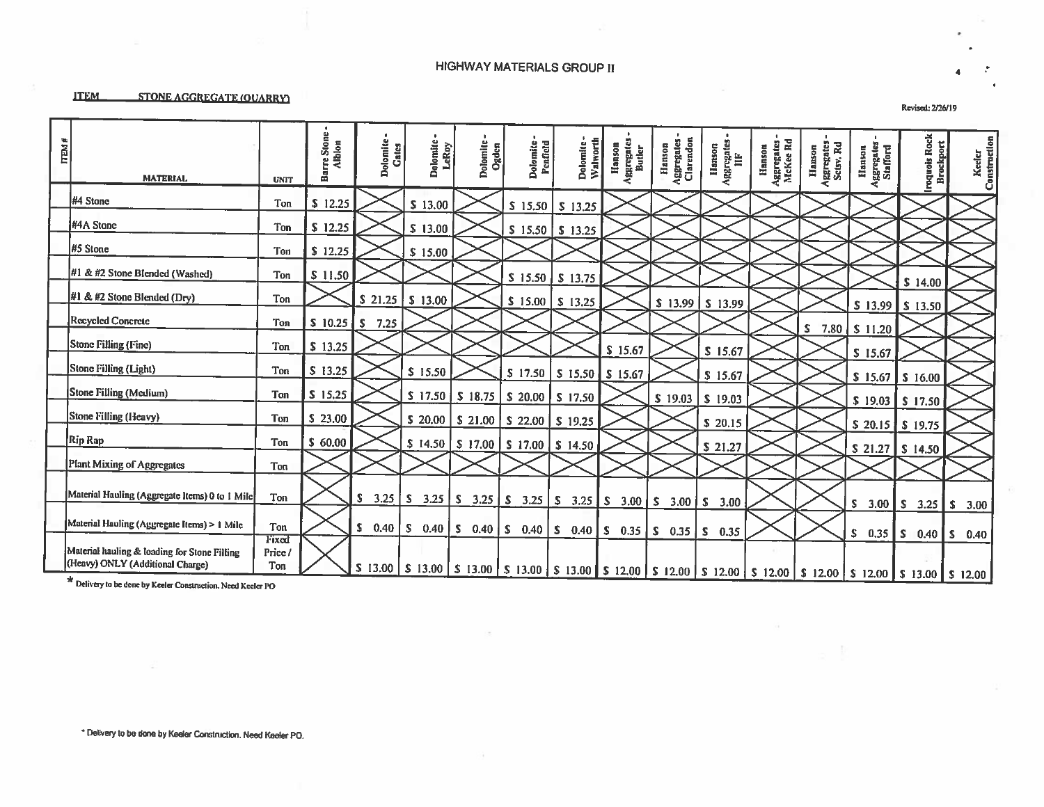## HIGHWAY MATERIALS GROUP II

**ITEM** **STONE AGGREGATE (QUARRY)**

Revised: 2/26/19

| ITEM # | MATERIAL | UNIT | Barre Stone - Albion | Dolomite - Gates | Dolomite - LeRoy | Dolomite - Ogden | Dolomite - Penfield | Dolomite - Walworth | Hanson Aggregates - Butler | Hanson Aggregates - Clarendon | Hanson Aggregates - IIF | Hanson Aggregates - McKee Rd | Hanson Aggregates - Sctsv. Rd | Hanson Aggregates - Stafford | Iroquois Rock Brockport | Keeler Construction |
|---|---|---|---|---|---|---|---|---|---|---|---|---|---|---|---|---|
| | #4 Stone | Ton | $ 12.25 | | $ 13.00 | | $ 15.50 | $ 13.25 | | | | | | | | |
| | #4A Stone | Ton | $ 12.25 | | $ 13.00 | | $ 15.50 | $ 13.25 | | | | | | | | |
| | #5 Stone | Ton | $ 12.25 | | $ 15.00 | | | | | | | | | | | |
| | #1 & #2 Stone Blended (Washed) | Ton | $ 11.50 | | | | $ 15.50 | $ 13.75 | | | | | | | $ 14.00 | |
| | #1 & #2 Stone Blended (Dry) | Ton | | $ 21.25 | $ 13.00 | | $ 15.00 | $ 13.25 | | $ 13.99 | $ 13.99 | | | $ 13.99 | $ 13.50 | |
| | Recycled Concrete | Ton | $ 10.25 | $ 7.25 | | | | | | | | | $ 7.80 | $ 11.20 | | |
| | Stone Filling (Fine) | Ton | $ 13.25 | | | | | | $ 15.67 | | $ 15.67 | | | $ 15.67 | | |
| | Stone Filling (Light) | Ton | $ 13.25 | | $ 15.50 | | $ 17.50 | $ 15.50 | $ 15.67 | | $ 15.67 | | | $ 15.67 | $ 16.00 | |
| | Stone Filling (Medium) | Ton | $ 15.25 | | $ 17.50 | $ 18.75 | $ 20.00 | $ 17.50 | | $ 19.03 | $ 19.03 | | | $ 19.03 | $ 17.50 | |
| | Stone Filling (Heavy) | Ton | $ 23.00 | | $ 20.00 | $ 21.00 | $ 22.00 | $ 19.25 | | | $ 20.15 | | | $ 20.15 | $ 19.75 | |
| | Rip Rap | Ton | $ 60.00 | | $ 14.50 | $ 17.00 | $ 17.00 | $ 14.50 | | | $ 21.27 | | | $ 21.27 | $ 14.50 | |
| | Plant Mixing of Aggregates | Ton | | | | | | | | | | | | | | |
| | Material Hauling (Aggregate Items) 0 to 1 Mile | Ton | | $ 3.25 | $ 3.25 | $ 3.25 | $ 3.25 | $ 3.25 | $ 3.00 | $ 3.00 | $ 3.00 | | | $ 3.00 | $ 3.25 | $ 3.00 |
| | Material Hauling (Aggregate Items) > 1 Mile | Ton | | $ 0.40 | $ 0.40 | $ 0.40 | $ 0.40 | $ 0.40 | $ 0.35 | $ 0.35 | $ 0.35 | | | $ 0.35 | $ 0.40 | $ 0.40 |
| | Material hauling & loading for Stone Filling (Heavy) ONLY (Additional Charge) | Fixed Price / Ton | | $ 13.00 | $ 13.00 | $ 13.00 | $ 13.00 | $ 13.00 | $ 12.00 | $ 12.00 | $ 12.00 | $ 12.00 | $ 12.00 | $ 12.00 | $ 13.00 | $ 12.00 |

* Delivery to be done by Keeler Construction. Need Keeler PO

* Delivery to be done by Keeler Construction. Need Keeler PO.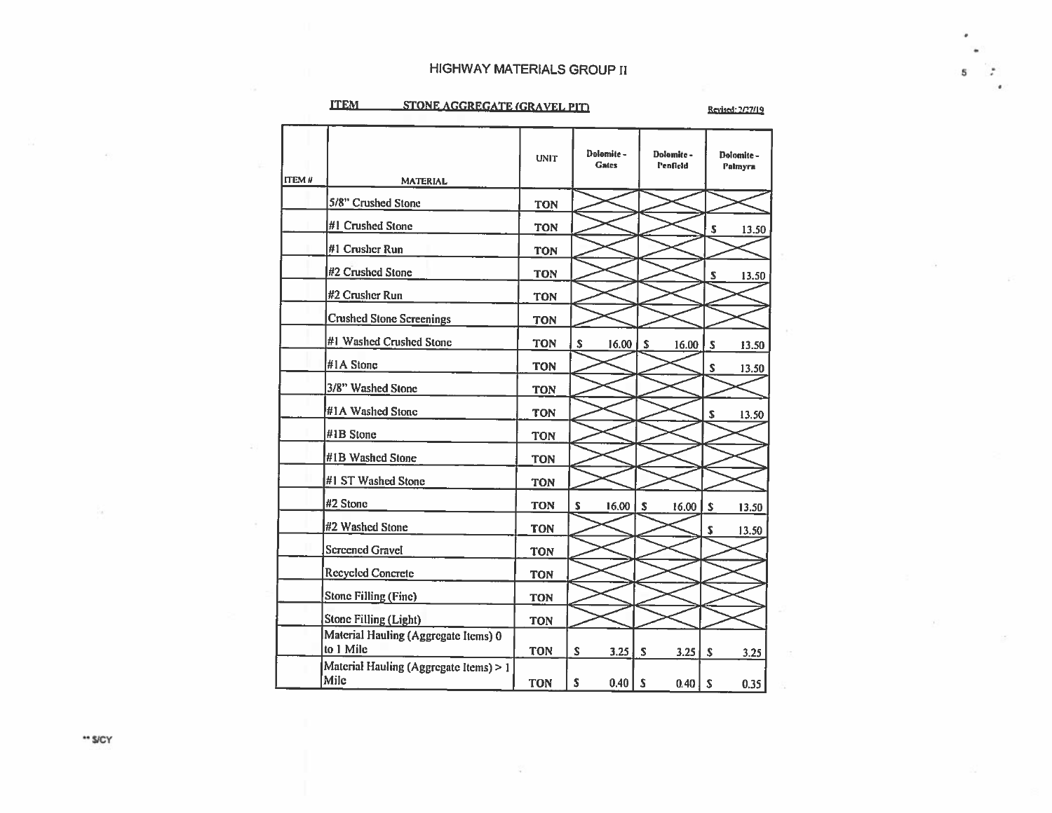# HIGHWAY MATERIALS GROUP II

**ITEM** **STONE AGGREGATE (GRAVEL PIT)**

Revised: 2/27/19

| ITEM # | MATERIAL | UNIT | Dolomite - Gates | Dolomite - Penfield | Dolomite - Palmyra |
|---|---|---|---|---|---|
| | 5/8" Crushed Stone | TON | | | |
| | #1 Crushed Stone | TON | | | $ 13.50 |
| | #1 Crusher Run | TON | | | |
| | #2 Crushed Stone | TON | | | $ 13.50 |
| | #2 Crusher Run | TON | | | |
| | Crushed Stone Screenings | TON | | | |
| | #1 Washed Crushed Stone | TON | $ 16.00 | $ 16.00 | $ 13.50 |
| | #1A Stone | TON | | | $ 13.50 |
| | 3/8" Washed Stone | TON | | | |
| | #1A Washed Stone | TON | | | $ 13.50 |
| | #1B Stone | TON | | | |
| | #1B Washed Stone | TON | | | |
| | #1 ST Washed Stone | TON | | | |
| | #2 Stone | TON | $ 16.00 | $ 16.00 | $ 13.50 |
| | #2 Washed Stone | TON | | | $ 13.50 |
| | Screened Gravel | TON | | | |
| | Recycled Concrete | TON | | | |
| | Stone Filling (Fine) | TON | | | |
| | Stone Filling (Light) | TON | | | |
| | Material Hauling (Aggregate Items) 0 to 1 Mile | TON | $ 3.25 | $ 3.25 | $ 3.25 |
| | Material Hauling (Aggregate Items) > 1 Mile | TON | $ 0.40 | $ 0.40 | $ 0.35 |

** $/CY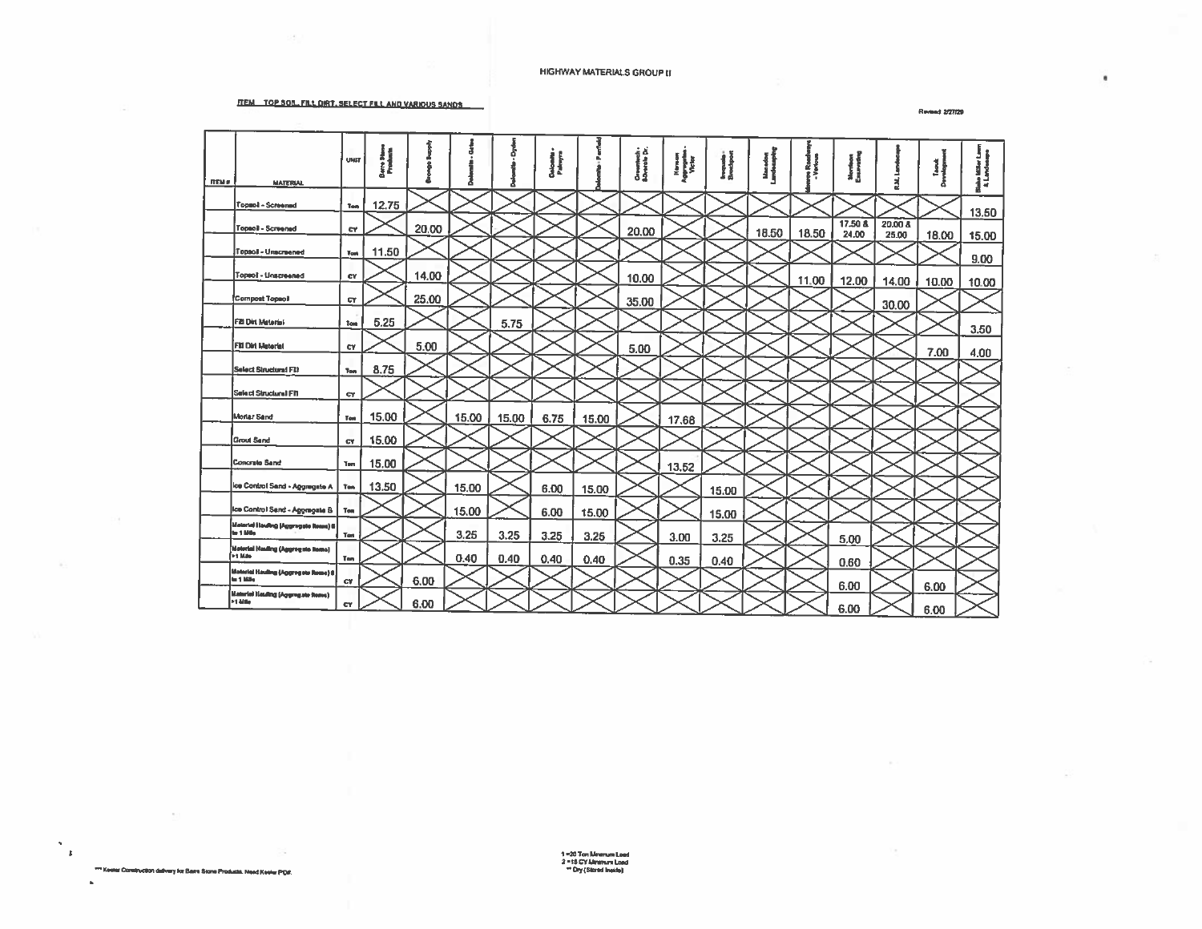# HIGHWAY MATERIALS GROUP II

**ITEM TOP SOIL, FILL DIRT, SELECT FILL AND VARIOUS SANDS**

Revised 2/27/20

| ITEM # | MATERIAL | UNIT | Barre Stone Products | Grange Supply | Dolomite - Gates | Dolomite - Ogden | Dolomite - Palmyra | Dolomite - Penfield | Greenbach - Schoolside Dr. | Hanson Aggregates - Victor | Iroquois - Brockport | Macedon Landscaping | Monroe Roadways - Various | Morrison Excavating | R.M. Landscape | Tamok Development | Blake Miller Lawn & Landscape |
|---|---|---|---|---|---|---|---|---|---|---|---|---|---|---|---|---|---|
| | Topsoil - Screened | Ton | 12.75 | | | | | | | | | | | | | | 13.50 |
| | Topsoil - Screened | CY | | 20.00 | | | | | 20.00 | | | 18.50 | 18.50 | 17.50 & 24.00 | 20.00 & 25.00 | 18.00 | 15.00 |
| | Topsoil - Unscreened | Ton | 11.50 | | | | | | | | | | | | | | 9.00 |
| | Topsoil - Unscreened | CY | | 14.00 | | | | | 10.00 | | | | 11.00 | 12.00 | 14.00 | 10.00 | 10.00 |
| | Compost Topsoil | CY | | 25.00 | | | | | 35.00 | | | | | | 30.00 | | |
| | Fill Dirt Material | Ton | 5.25 | | | 5.75 | | | | | | | | | | | 3.50 |
| | Fill Dirt Material | CY | | 5.00 | | | | | 5.00 | | | | | | | 7.00 | 4.00 |
| | Select Structural Fill | Ton | 8.75 | | | | | | | | | | | | | | |
| | Select Structural Fill | CY | | | | | | | | | | | | | | | |
| | Mortar Sand | Ton | 15.00 | | 15.00 | 15.00 | 6.75 | 15.00 | | 17.68 | | | | | | | |
| | Grout Sand | CY | 15.00 | | | | | | | | | | | | | | |
| | Concrete Sand | Ton | 15.00 | | | | | | | 13.52 | | | | | | | |
| | Ice Control Sand - Aggregate A | Ton | 13.50 | | 15.00 | | 6.00 | 15.00 | | | 15.00 | | | | | | |
| | Ice Control Sand - Aggregate B | Ton | | | 15.00 | | 6.00 | 15.00 | | | 15.00 | | | | | | |
| | Material Hauling (Aggregate Items) ≤ to 1 Mile | Ton | | | 3.25 | 3.25 | 3.25 | 3.25 | | 3.00 | 3.25 | | | 5.00 | | | |
| | Material Hauling (Aggregate Items) >1 Mile | Ton | | | 0.40 | 0.40 | 0.40 | 0.40 | | 0.35 | 0.40 | | | 0.60 | | | |
| | Material Hauling (Aggregate Items) ≤ to 1 Mile | CY | | 6.00 | | | | | | | | | | 6.00 | | 6.00 | |
| | Material Hauling (Aggregate Items) >1 Mile | CY | | 6.00 | | | | | | | | | | 6.00 | | 6.00 | |

*** Keeler Construction delivery for Barre Stone Products. Need Keeler PO#.

1 = 20 Ton Minimum Load
2 = 15 CY Minimum Load
** Dry (Stored Inside)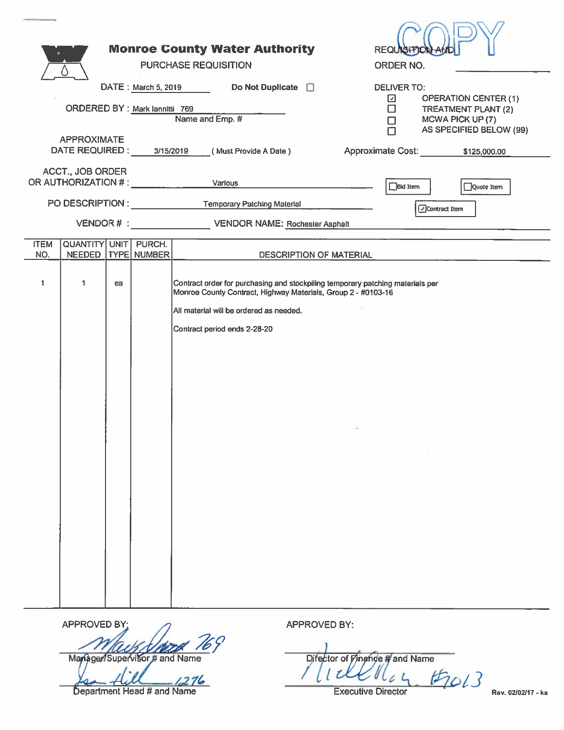# Monroe County Water Authority

PURCHASE REQUISITION

REQUISITION AND ORDER NO. COPY

DATE : March 5, 2019    Do Not Duplicate ☐

ORDERED BY : Mark Iannitti 769
Name and Emp. #

APPROXIMATE DATE REQUIRED : 3/15/2019 ( Must Provide A Date )

DELIVER TO:
- ☑ OPERATION CENTER (1)
- ☐ TREATMENT PLANT (2)
- ☐ MCWA PICK UP (7)
- ☐ AS SPECIFIED BELOW (99)

Approximate Cost: $125,000.00

ACCT., JOB ORDER OR AUTHORIZATION # : Various

☐ Bid Item    ☐ Quote Item    ☑ Contract Item

PO DESCRIPTION : Temporary Patching Material

VENDOR # :    VENDOR NAME: Rochester Asphalt

| ITEM NO. | QUANTITY NEEDED | UNIT TYPE | PURCH. NUMBER | DESCRIPTION OF MATERIAL |
|---|---|---|---|---|
| 1 | 1 | ea | | Contract order for purchasing and stockpiling temporary patching materials per Monroe County Contract, Highway Materials, Group 2 - #0103-16<br><br>All material will be ordered as needed.<br><br>Contract period ends 2-28-20 |

APPROVED BY:

Mark Iannitti 769
Manager/Supervisor # and Name

Sean Hill 1276
Department Head # and Name

APPROVED BY:

Director of Finance # and Name

Nicholas Noce #013
Executive Director

Rev. 02/02/17 - ka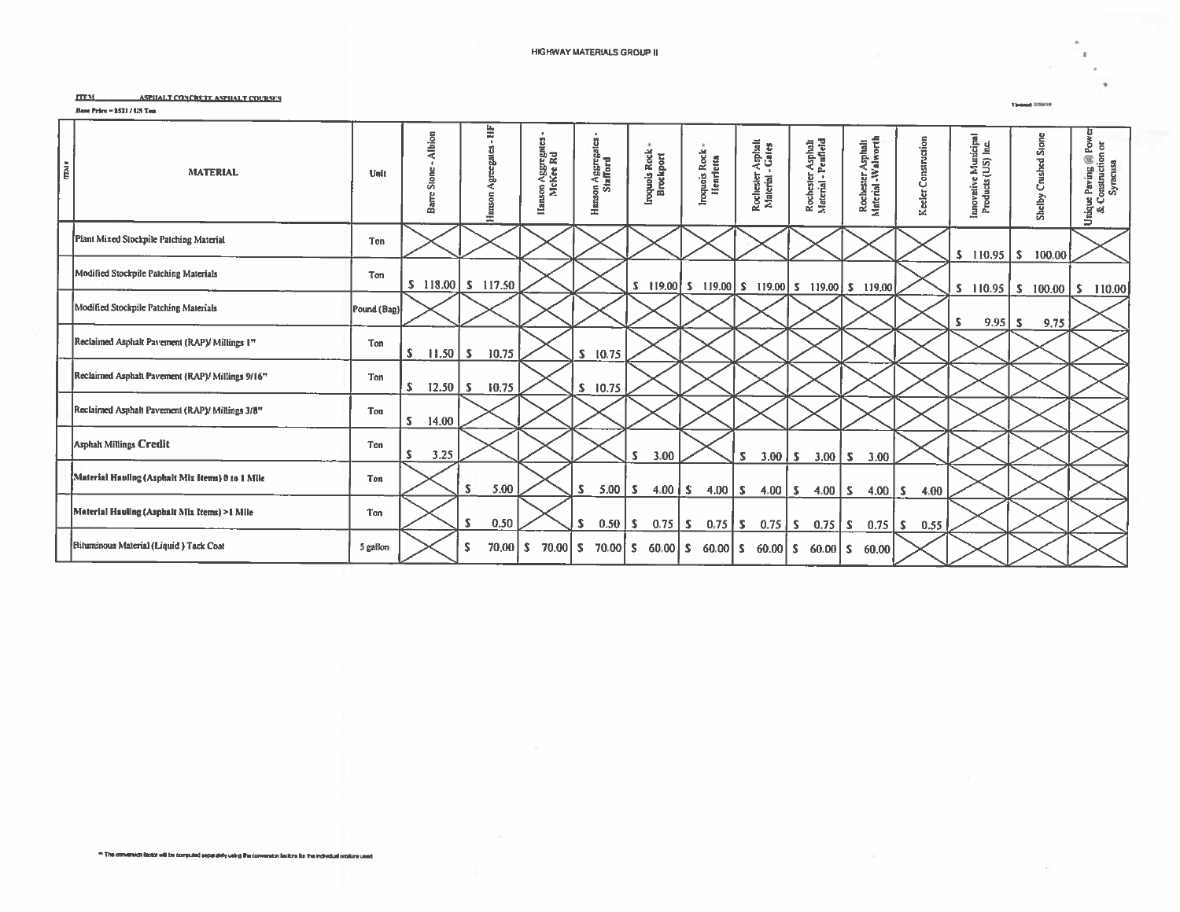# HIGHWAY MATERIALS GROUP II

**ITEM ASPHALT CONCRETE ASPHALT COURSES**

**Base Price = $521 / US Ton**

| ITEM # | MATERIAL | Unit | Barre Stone - Albion | Hanson Aggregates - HF | Hanson Aggregates - McKee Rd | Hanson Aggregates - Stafford | Iroquois Rock - Brockport | Iroquois Rock - Henrietta | Rochester Asphalt Material - Gates | Rochester Asphalt Material - Penfield | Rochester Asphalt Material - Walworth | Keeler Construction | Innovative Municipal Products (US) Inc. | Shelby Crushed Stone | Unique Paving @ Power & Construction or Syracusa |
|---|---|---|---|---|---|---|---|---|---|---|---|---|---|---|---|
| | Plant Mixed Stockpile Patching Material | Ton | | | | | | | | | | | $ 110.95 | $ 100.00 | |
| | Modified Stockpile Patching Materials | Ton | $ 118.00 | $ 117.50 | | | $ 119.00 | $ 119.00 | $ 119.00 | $ 119.00 | $ 119.00 | | $ 110.95 | $ 100.00 | $ 110.00 |
| | Modified Stockpile Patching Materials | Pound (Bag) | | | | | | | | | | | $ 9.95 | $ 9.75 | |
| | Reclaimed Asphalt Pavement (RAP)/ Millings 1" | Ton | $ 11.50 | $ 10.75 | | $ 10.75 | | | | | | | | | |
| | Reclaimed Asphalt Pavement (RAP)/ Millings 9/16" | Ton | $ 12.50 | $ 10.75 | | $ 10.75 | | | | | | | | | |
| | Reclaimed Asphalt Pavement (RAP)/ Millings 3/8" | Ton | $ 14.00 | | | | | | | | | | | | |
| | Asphalt Millings Credit | Ton | $ 3.25 | | | | $ 3.00 | | $ 3.00 | $ 3.00 | $ 3.00 | | | | |
| | Material Hauling (Asphalt Mix Items) 0 to 1 Mile | Ton | | $ 5.00 | | $ 5.00 | $ 4.00 | $ 4.00 | $ 4.00 | $ 4.00 | $ 4.00 | $ 4.00 | | | |
| | Material Hauling (Asphalt Mix Items) >1 Mile | Ton | | $ 0.50 | | $ 0.50 | $ 0.75 | $ 0.75 | $ 0.75 | $ 0.75 | $ 0.75 | $ 0.55 | | | |
| | Bituminous Material (Liquid) Tack Coat | 5 gallon | | $ 70.00 | $ 70.00 | $ 70.00 | $ 60.00 | $ 60.00 | $ 60.00 | $ 60.00 | $ 60.00 | | | | |

** The conversion factor will be computed separately using the conversion factors for the individual mixture used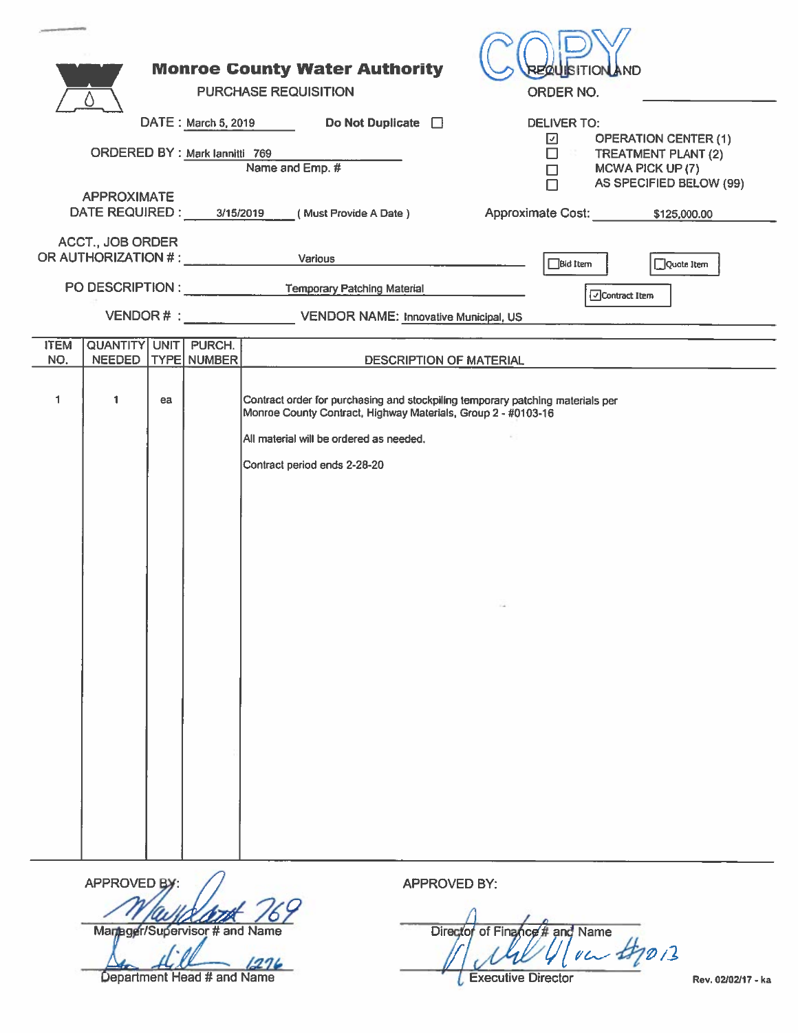**COPY**

# Monroe County Water Authority

PURCHASE REQUISITION

REQUISITION AND ORDER NO. ______________

DATE : March 5, 2019

Do Not Duplicate ☐

ORDERED BY : Mark Iannitti 769
Name and Emp. #

DELIVER TO:
- ☑ OPERATION CENTER (1)
- ☐ TREATMENT PLANT (2)
- ☐ MCWA PICK UP (7)
- ☐ AS SPECIFIED BELOW (99)

APPROXIMATE DATE REQUIRED : 3/15/2019 ( Must Provide A Date )

Approximate Cost: $125,000.00

ACCT., JOB ORDER OR AUTHORIZATION # : Various

☐ Bid Item ☐ Quote Item ☑ Contract Item

PO DESCRIPTION : Temporary Patching Material

VENDOR # : ______________ VENDOR NAME: Innovative Municipal, US

| ITEM NO. | QUANTITY NEEDED | UNIT TYPE | PURCH. NUMBER | DESCRIPTION OF MATERIAL |
|---|---|---|---|---|
| 1 | 1 | ea | | Contract order for purchasing and stockpiling temporary patching materials per Monroe County Contract, Highway Materials, Group 2 - #0103-16<br><br>All material will be ordered as needed.<br><br>Contract period ends 2-28-20 |

APPROVED BY: Mark Iannitti 769
Manager/Supervisor # and Name

1276
Department Head # and Name

APPROVED BY:
Director of Finance # and Name

#013
Executive Director

Rev. 02/02/17 - ka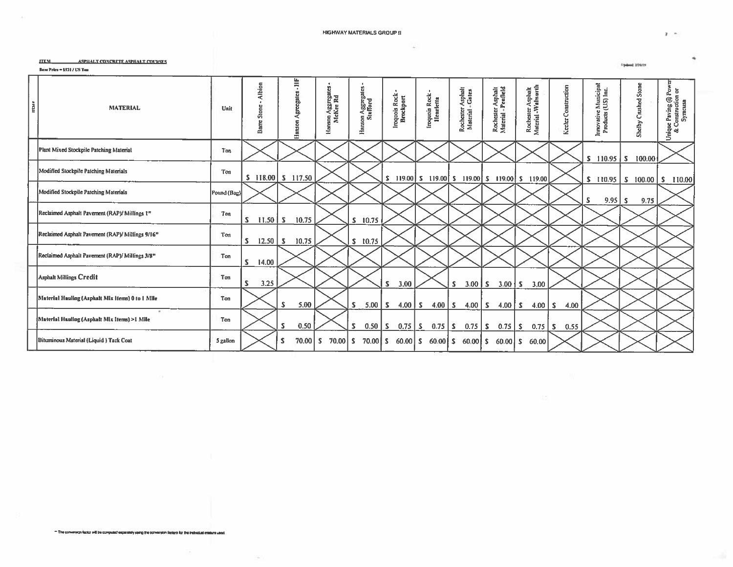HIGHWAY MATERIALS GROUP II

**ITEM** ASPHALT CONCRETE ASPHALT COURSES

Base Price = $521 / US Ton

Updated 2/26/19

| ITEM# | MATERIAL | Unit | Barre Stone - Albion | Hanson Aggregates - IIF | Hanson Aggregates - McKee Rd | Hanson Aggregates - Stafford | Iroquois Rock - Brockport | Iroquois Rock - Henrietta | Rochester Asphalt Material - Gates | Rochester Asphalt Material - Penfield | Rochester Asphalt Material - Walworth | Keeler Construction | Innovative Municipal Products (US) Inc. | Shelby Crushed Stone | Unique Paving @ Power & Construction or Syracusa |
|---|---|---|---|---|---|---|---|---|---|---|---|---|---|---|---|
| | Plant Mixed Stockpile Patching Material | Ton | | | | | | | | | | | $ 110.95 | $ 100.00 | |
| | Modified Stockpile Patching Materials | Ton | $ 118.00 | $ 117.50 | | | $ 119.00 | $ 119.00 | $ 119.00 | $ 119.00 | $ 119.00 | | $ 110.95 | $ 100.00 | $ 110.00 |
| | Modified Stockpile Patching Materials | Pound (Bag) | | | | | | | | | | | $ 9.95 | $ 9.75 | |
| | Reclaimed Asphalt Pavement (RAP)/ Millings 1" | Ton | $ 11.50 | $ 10.75 | | $ 10.75 | | | | | | | | | |
| | Reclaimed Asphalt Pavement (RAP)/ Millings 9/16" | Ton | $ 12.50 | $ 10.75 | | $ 10.75 | | | | | | | | | |
| | Reclaimed Asphalt Pavement (RAP)/ Millings 3/8" | Ton | $ 14.00 | | | | | | | | | | | | |
| | Asphalt Millings Credit | Ton | $ 3.25 | | | | $ 3.00 | | $ 3.00 | $ 3.00 | $ 3.00 | | | | |
| | Material Hauling (Asphalt Mix Items) 0 to 1 Mile | Ton | | $ 5.00 | | $ 5.00 | $ 4.00 | $ 4.00 | $ 4.00 | $ 4.00 | $ 4.00 | $ 4.00 | | | |
| | Material Hauling (Asphalt Mix Items) >1 Mile | Ton | | $ 0.50 | | $ 0.50 | $ 0.75 | $ 0.75 | $ 0.75 | $ 0.75 | $ 0.75 | $ 0.55 | | | |
| | Bituminous Material (Liquid) Tack Coat | 5 gallon | | $ 70.00 | $ 70.00 | $ 70.00 | $ 60.00 | $ 60.00 | $ 60.00 | $ 60.00 | $ 60.00 | | | | |

** The conversion factor will be computed separately using the conversion factors for the individual measure used.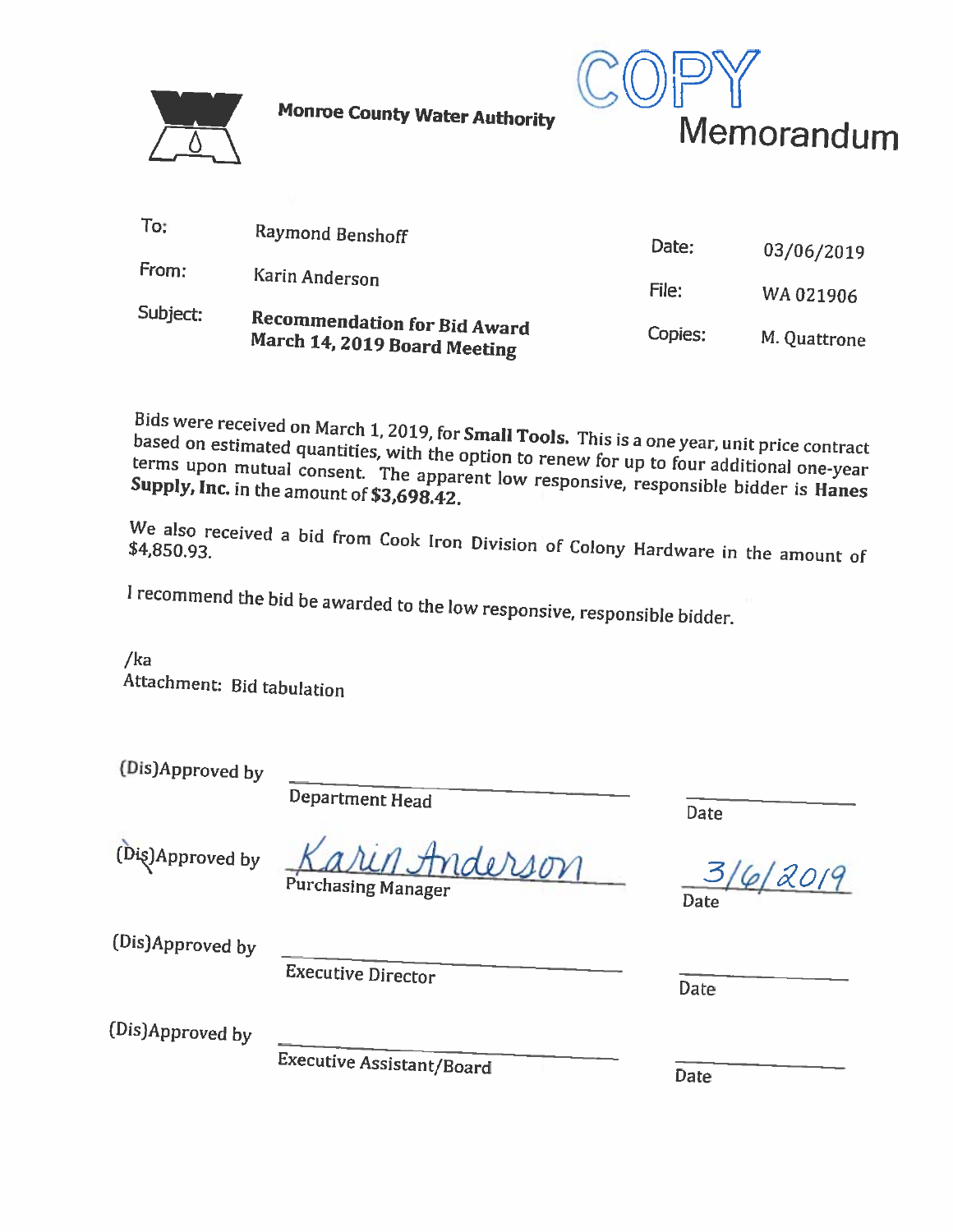**Monroe County Water Authority**

COPY

# Memorandum

| | | | |
|---|---|---|---|
| To: | Raymond Benshoff | Date: | 03/06/2019 |
| From: | Karin Anderson | File: | WA 021906 |
| Subject: | **Recommendation for Bid Award March 14, 2019 Board Meeting** | Copies: | M. Quattrone |

Bids were received on March 1, 2019, for **Small Tools.** This is a one year, unit price contract based on estimated quantities, with the option to renew for up to four additional one-year terms upon mutual consent. The apparent low responsive, responsible bidder is **Hanes Supply, Inc.** in the amount of **$3,698.42.**

We also received a bid from Cook Iron Division of Colony Hardware in the amount of $4,850.93.

I recommend the bid be awarded to the low responsive, responsible bidder.

/ka
Attachment: Bid tabulation

| | | |
|---|---|---|
| (Dis)Approved by | ______________________ Department Head | ________ Date |
| (Dis)Approved by | *Karin Anderson* Purchasing Manager | *3/6/2019* Date |
| (Dis)Approved by | ______________________ Executive Director | ________ Date |
| (Dis)Approved by | ______________________ Executive Assistant/Board | ________ Date |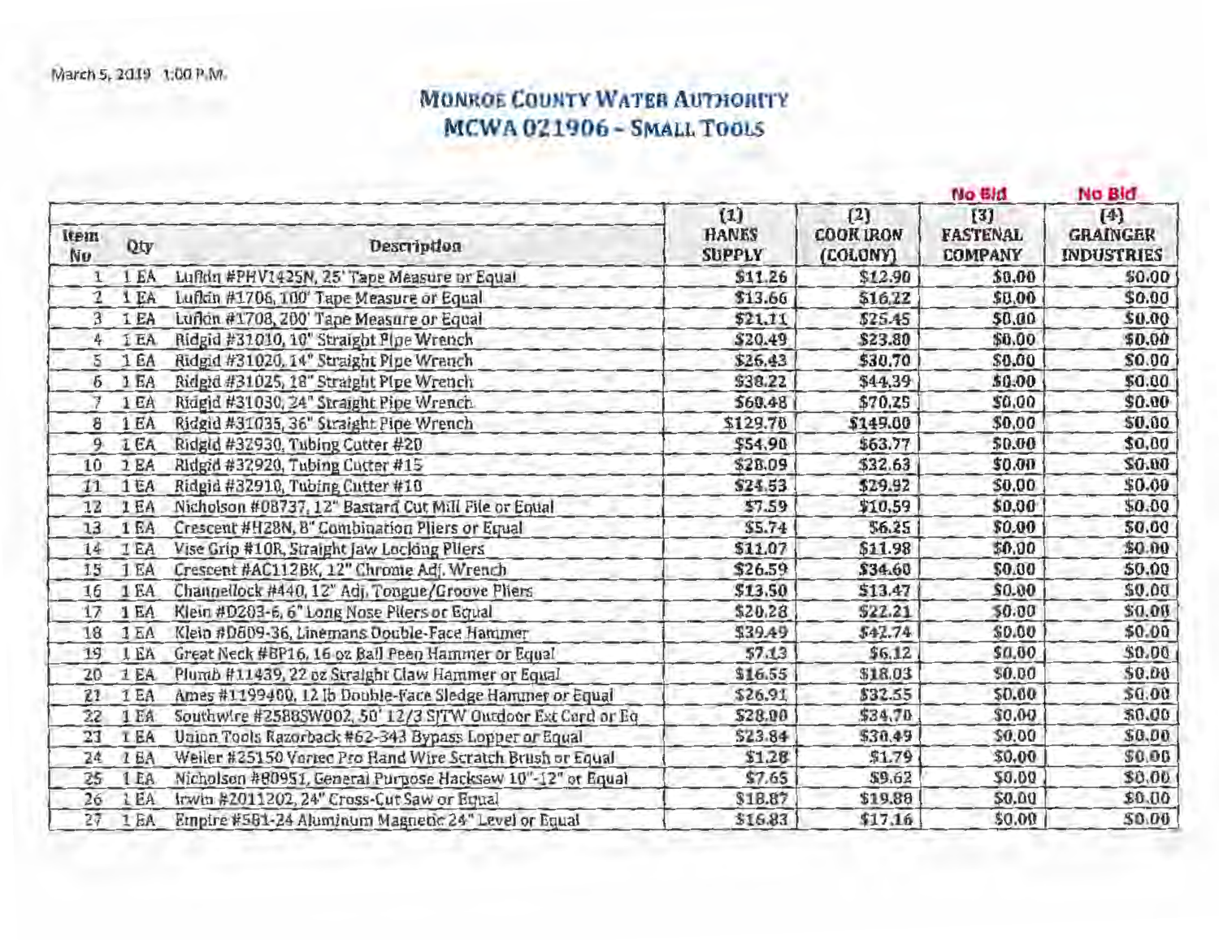March 5, 2019 1:00 P.M.

# MONROE COUNTY WATER AUTHORITY
## MCWA 021906 - SMALL TOOLS

| Item No | Qty | Description | (1) HANES SUPPLY | (2) COOK IRON (COLONY) | No Bid (3) FASTENAL COMPANY | No Bid (4) GRAINGER INDUSTRIES |
|---|---|---|---|---|---|---|
| 1 | 1 EA | Lufkin #PHV1425N, 25' Tape Measure or Equal | $11.26 | $12.90 | $0.00 | $0.00 |
| 2 | 1 EA | Lufkin #1706, 100' Tape Measure or Equal | $13.66 | $16.22 | $0.00 | $0.00 |
| 3 | 1 EA | Lufkin #1708, 200' Tape Measure or Equal | $21.11 | $25.45 | $0.00 | $0.00 |
| 4 | 1 EA | Ridgid #31010, 10" Straight Pipe Wrench | $20.49 | $23.80 | $0.00 | $0.00 |
| 5 | 1 EA | Ridgid #31020, 14" Straight Pipe Wrench | $26.43 | $30.70 | $0.00 | $0.00 |
| 6 | 1 EA | Ridgid #31025, 18" Straight Pipe Wrench | $38.22 | $44.39 | $0.00 | $0.00 |
| 7 | 1 EA | Ridgid #31030, 24" Straight Pipe Wrench | $60.48 | $70.25 | $0.00 | $0.00 |
| 8 | 1 EA | Ridgid #31035, 36" Straight Pipe Wrench | $129.70 | $149.00 | $0.00 | $0.00 |
| 9 | 1 EA | Ridgid #32930, Tubing Cutter #20 | $54.90 | $63.77 | $0.00 | $0.00 |
| 10 | 1 EA | Ridgid #32920, Tubing Cutter #15 | $28.09 | $32.63 | $0.00 | $0.00 |
| 11 | 1 EA | Ridgid #32910, Tubing Cutter #10 | $24.53 | $29.92 | $0.00 | $0.00 |
| 12 | 1 EA | Nicholson #08737, 12" Bastard Cut Mill File or Equal | $7.59 | $10.59 | $0.00 | $0.00 |
| 13 | 1 EA | Crescent #H28N, 8" Combination Pliers or Equal | $5.74 | $6.25 | $0.00 | $0.00 |
| 14 | 1 EA | Vise Grip #10R, Straight Jaw Locking Pliers | $11.07 | $11.98 | $0.00 | $0.00 |
| 15 | 1 EA | Crescent #AC112BK, 12" Chrome Adj. Wrench | $26.59 | $34.60 | $0.00 | $0.00 |
| 16 | 1 EA | Channellock #440, 12" Adj. Tongue/Groove Pliers | $13.50 | $13.47 | $0.00 | $0.00 |
| 17 | 1 EA | Klein #D203-6, 6" Long Nose Pliers or Equal | $20.28 | $22.21 | $0.00 | $0.00 |
| 18 | 1 EA | Klein #D809-36, Linemans Double-Face Hammer | $39.49 | $42.74 | $0.00 | $0.00 |
| 19 | 1 EA | Great Neck #BP16, 16 oz Ball Peen Hammer or Equal | $7.13 | $6.12 | $0.00 | $0.00 |
| 20 | 1 EA | Plumb #11439, 22 oz Straight Claw Hammer or Equal | $16.55 | $18.03 | $0.00 | $0.00 |
| 21 | 1 EA | Ames #1199400, 12 lb Double-Face Sledge Hammer or Equal | $26.91 | $32.55 | $0.00 | $0.00 |
| 22 | 1 EA | Southwire #2588SW002, 50' 12/3 SJTW Outdoor Ext Cord or Eq | $28.90 | $34.70 | $0.00 | $0.00 |
| 23 | 1 EA | Union Tools Razorback #62-343 Bypass Lopper or Equal | $23.84 | $30.49 | $0.00 | $0.00 |
| 24 | 1 EA | Weiler #25150 Vortec Pro Hand Wire Scratch Brush or Equal | $1.28 | $1.79 | $0.00 | $0.00 |
| 25 | 1 EA | Nicholson #80951, General Purpose Hacksaw 10"-12" or Equal | $7.65 | $9.62 | $0.00 | $0.00 |
| 26 | 1 EA | Irwin #2011202, 24" Cross-Cut Saw or Equal | $18.87 | $19.88 | $0.00 | $0.00 |
| 27 | 1 EA | Empire #581-24 Aluminum Magnetic 24" Level or Equal | $16.83 | $17.16 | $0.00 | $0.00 |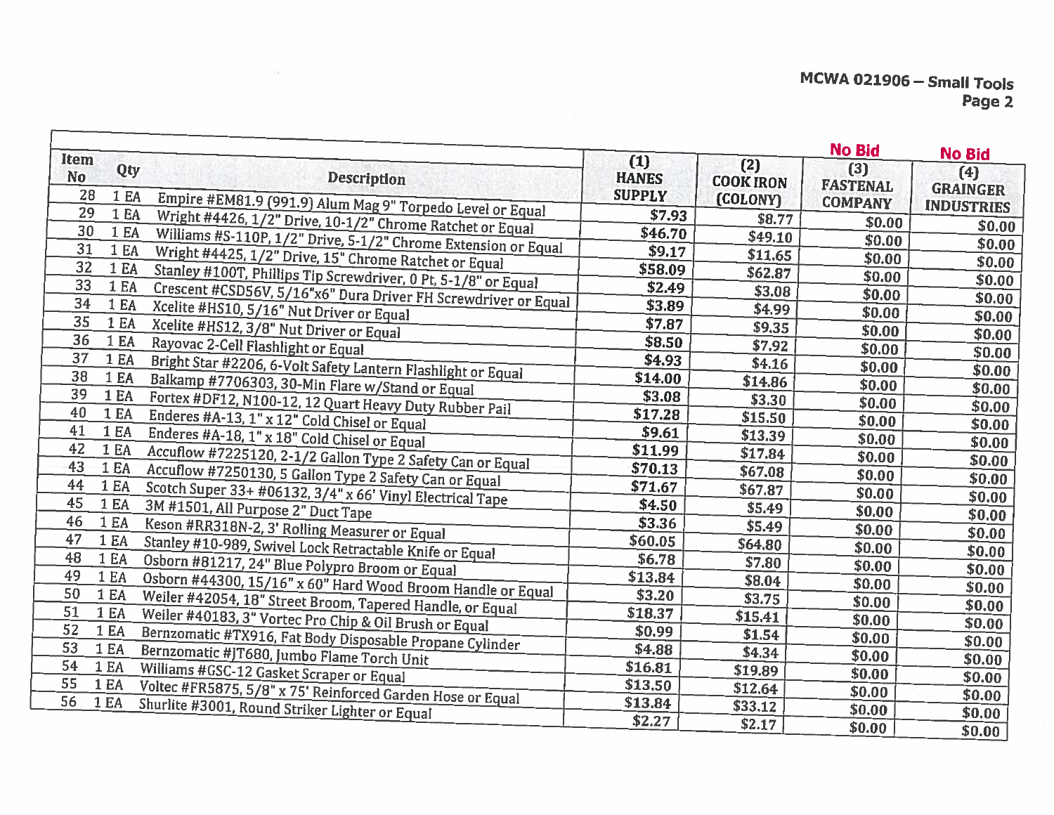MCWA 021906 – Small Tools
Page 2

| Item No | Qty | Description | (1) HANES SUPPLY | (2) COOK IRON (COLONY) | No Bid (3) FASTENAL COMPANY | No Bid (4) GRAINGER INDUSTRIES |
|---|---|---|---|---|---|---|
| 28 | 1 EA | Empire #EM81.9 (991.9) Alum Mag 9" Torpedo Level or Equal | $7.93 | $8.77 | $0.00 | $0.00 |
| 29 | 1 EA | Wright #4426, 1/2" Drive, 10-1/2" Chrome Ratchet or Equal | $46.70 | $49.10 | $0.00 | $0.00 |
| 30 | 1 EA | Williams #S-110P, 1/2" Drive, 5-1/2" Chrome Extension or Equal | $9.17 | $11.65 | $0.00 | $0.00 |
| 31 | 1 EA | Wright #4425, 1/2" Drive, 15" Chrome Ratchet or Equal | $58.09 | $62.87 | $0.00 | $0.00 |
| 32 | 1 EA | Stanley #100T, Phillips Tip Screwdriver, 0 Pt, 5-1/8" or Equal | $2.49 | $3.08 | $0.00 | $0.00 |
| 33 | 1 EA | Crescent #CSD56V, 5/16"x6" Dura Driver FH Screwdriver or Equal | $3.89 | $4.99 | $0.00 | $0.00 |
| 34 | 1 EA | Xcelite #HS10, 5/16" Nut Driver or Equal | $7.87 | $9.35 | $0.00 | $0.00 |
| 35 | 1 EA | Xcelite #HS12, 3/8" Nut Driver or Equal | $8.50 | $7.92 | $0.00 | $0.00 |
| 36 | 1 EA | Rayovac 2-Cell Flashlight or Equal | $4.93 | $4.16 | $0.00 | $0.00 |
| 37 | 1 EA | Bright Star #2206, 6-Volt Safety Lantern Flashlight or Equal | $14.00 | $14.86 | $0.00 | $0.00 |
| 38 | 1 EA | Balkamp #7706303, 30-Min Flare w/Stand or Equal | $3.08 | $3.30 | $0.00 | $0.00 |
| 39 | 1 EA | Fortex #DF12, N100-12, 12 Quart Heavy Duty Rubber Pail | $17.28 | $15.50 | $0.00 | $0.00 |
| 40 | 1 EA | Enderes #A-13, 1" x 12" Cold Chisel or Equal | $9.61 | $13.39 | $0.00 | $0.00 |
| 41 | 1 EA | Enderes #A-18, 1" x 18" Cold Chisel or Equal | $11.99 | $17.84 | $0.00 | $0.00 |
| 42 | 1 EA | Accuflow #7225120, 2-1/2 Gallon Type 2 Safety Can or Equal | $70.13 | $67.08 | $0.00 | $0.00 |
| 43 | 1 EA | Accuflow #7250130, 5 Gallon Type 2 Safety Can or Equal | $71.67 | $67.87 | $0.00 | $0.00 |
| 44 | 1 EA | Scotch Super 33+ #06132, 3/4" x 66' Vinyl Electrical Tape | $4.50 | $5.49 | $0.00 | $0.00 |
| 45 | 1 EA | 3M #1501, All Purpose 2" Duct Tape | $3.36 | $5.49 | $0.00 | $0.00 |
| 46 | 1 EA | Keson #RR318N-2, 3' Rolling Measurer or Equal | $60.05 | $64.80 | $0.00 | $0.00 |
| 47 | 1 EA | Stanley #10-989, Swivel Lock Retractable Knife or Equal | $6.78 | $7.80 | $0.00 | $0.00 |
| 48 | 1 EA | Osborn #81217, 24" Blue Polypro Broom or Equal | $13.84 | $8.04 | $0.00 | $0.00 |
| 49 | 1 EA | Osborn #44300, 15/16" x 60" Hard Wood Broom Handle or Equal | $3.20 | $3.75 | $0.00 | $0.00 |
| 50 | 1 EA | Weiler #42054, 18" Street Broom, Tapered Handle, or Equal | $18.37 | $15.41 | $0.00 | $0.00 |
| 51 | 1 EA | Weiler #40183, 3" Vortec Pro Chip & Oil Brush or Equal | $0.99 | $1.54 | $0.00 | $0.00 |
| 52 | 1 EA | Bernzomatic #TX916, Fat Body Disposable Propane Cylinder | $4.88 | $4.34 | $0.00 | $0.00 |
| 53 | 1 EA | Bernzomatic #JT680, Jumbo Flame Torch Unit | $16.81 | $19.89 | $0.00 | $0.00 |
| 54 | 1 EA | Williams #GSC-12 Gasket Scraper or Equal | $13.50 | $12.64 | $0.00 | $0.00 |
| 55 | 1 EA | Voltec #FR5875, 5/8" x 75' Reinforced Garden Hose or Equal | $13.84 | $33.12 | $0.00 | $0.00 |
| 56 | 1 EA | Shurlite #3001, Round Striker Lighter or Equal | $2.27 | $2.17 | $0.00 | $0.00 |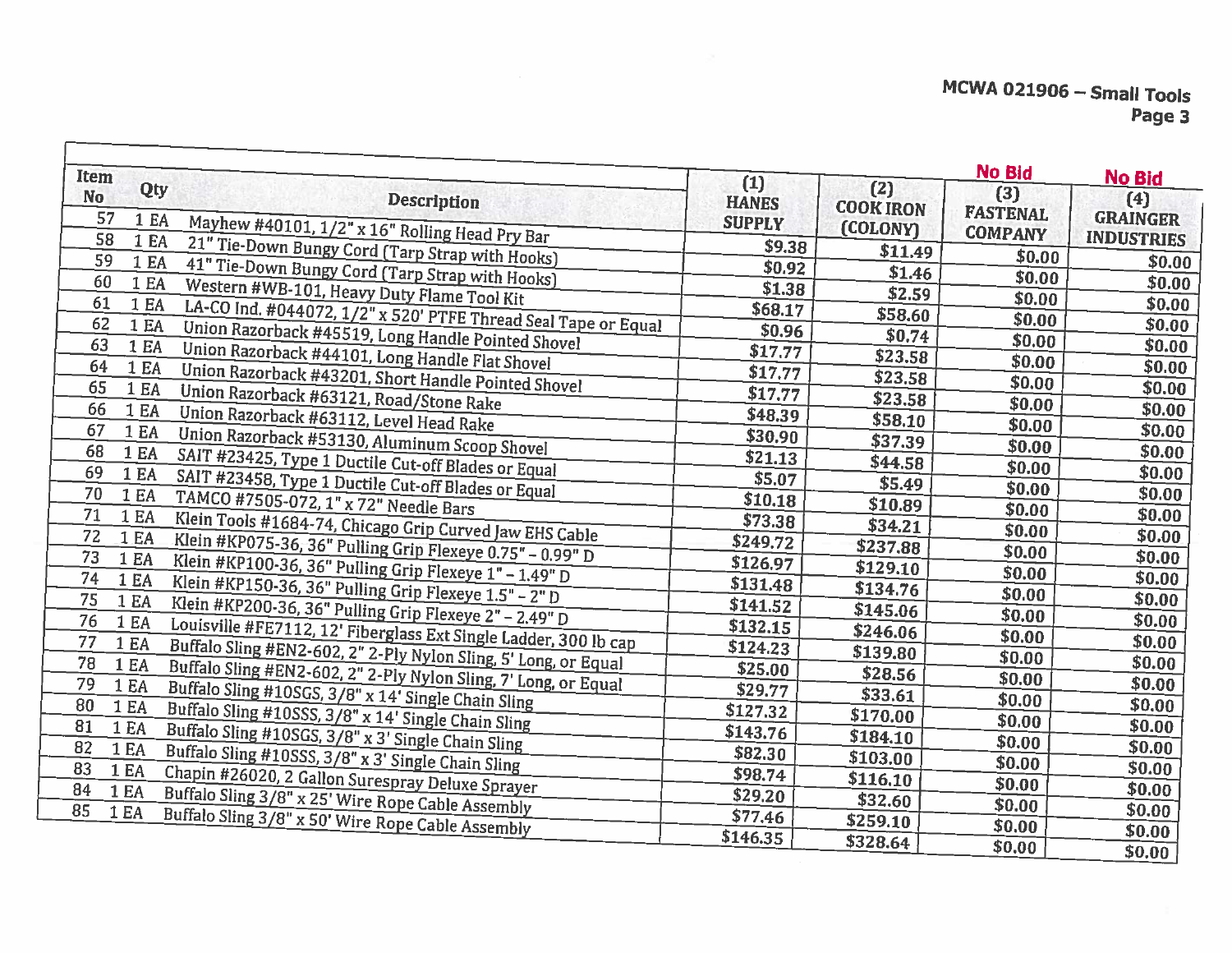| Item No | Qty | Description | (1) HANES SUPPLY | (2) COOK IRON (COLONY) | No Bid (3) FASTENAL COMPANY | No Bid (4) GRAINGER INDUSTRIES |
|---|---|---|---|---|---|---|
| 57 | 1 EA | Mayhew #40101, 1/2" x 16" Rolling Head Pry Bar | $9.38 | $11.49 | $0.00 | $0.00 |
| 58 | 1 EA | 21" Tie-Down Bungy Cord (Tarp Strap with Hooks) | $0.92 | $1.46 | $0.00 | $0.00 |
| 59 | 1 EA | 41" Tie-Down Bungy Cord (Tarp Strap with Hooks) | $1.38 | $2.59 | $0.00 | $0.00 |
| 60 | 1 EA | Western #WB-101, Heavy Duty Flame Tool Kit | $68.17 | $58.60 | $0.00 | $0.00 |
| 61 | 1 EA | LA-CO Ind. #044072, 1/2" x 520' PTFE Thread Seal Tape or Equal | $0.96 | $0.74 | $0.00 | $0.00 |
| 62 | 1 EA | Union Razorback #45519, Long Handle Pointed Shovel | $17.77 | $23.58 | $0.00 | $0.00 |
| 63 | 1 EA | Union Razorback #44101, Long Handle Flat Shovel | $17.77 | $23.58 | $0.00 | $0.00 |
| 64 | 1 EA | Union Razorback #43201, Short Handle Pointed Shovel | $17.77 | $23.58 | $0.00 | $0.00 |
| 65 | 1 EA | Union Razorback #63121, Road/Stone Rake | $48.39 | $58.10 | $0.00 | $0.00 |
| 66 | 1 EA | Union Razorback #63112, Level Head Rake | $30.90 | $37.39 | $0.00 | $0.00 |
| 67 | 1 EA | Union Razorback #53130, Aluminum Scoop Shovel | $21.13 | $44.58 | $0.00 | $0.00 |
| 68 | 1 EA | SAIT #23425, Type 1 Ductile Cut-off Blades or Equal | $5.07 | $5.49 | $0.00 | $0.00 |
| 69 | 1 EA | SAIT #23458, Type 1 Ductile Cut-off Blades or Equal | $10.18 | $10.89 | $0.00 | $0.00 |
| 70 | 1 EA | TAMCO #7505-072, 1" x 72" Needle Bars | $73.38 | $34.21 | $0.00 | $0.00 |
| 71 | 1 EA | Klein Tools #1684-74, Chicago Grip Curved Jaw EHS Cable | $249.72 | $237.88 | $0.00 | $0.00 |
| 72 | 1 EA | Klein #KP075-36, 36" Pulling Grip Flexeye 0.75" – 0.99" D | $126.97 | $129.10 | $0.00 | $0.00 |
| 73 | 1 EA | Klein #KP100-36, 36" Pulling Grip Flexeye 1" – 1.49" D | $131.48 | $134.76 | $0.00 | $0.00 |
| 74 | 1 EA | Klein #KP150-36, 36" Pulling Grip Flexeye 1.5" – 2" D | $141.52 | $145.06 | $0.00 | $0.00 |
| 75 | 1 EA | Klein #KP200-36, 36" Pulling Grip Flexeye 2" – 2.49" D | $132.15 | $246.06 | $0.00 | $0.00 |
| 76 | 1 EA | Louisville #FE7112, 12' Fiberglass Ext Single Ladder, 300 lb cap | $124.23 | $139.80 | $0.00 | $0.00 |
| 77 | 1 EA | Buffalo Sling #EN2-602, 2" 2-Ply Nylon Sling, 5' Long, or Equal | $25.00 | $28.56 | $0.00 | $0.00 |
| 78 | 1 EA | Buffalo Sling #EN2-602, 2" 2-Ply Nylon Sling, 7' Long, or Equal | $29.77 | $33.61 | $0.00 | $0.00 |
| 79 | 1 EA | Buffalo Sling #10SGS, 3/8" x 14' Single Chain Sling | $127.32 | $170.00 | $0.00 | $0.00 |
| 80 | 1 EA | Buffalo Sling #10SSS, 3/8" x 14' Single Chain Sling | $143.76 | $184.10 | $0.00 | $0.00 |
| 81 | 1 EA | Buffalo Sling #10SGS, 3/8" x 3' Single Chain Sling | $82.30 | $103.00 | $0.00 | $0.00 |
| 82 | 1 EA | Buffalo Sling #10SSS, 3/8" x 3' Single Chain Sling | $98.74 | $116.10 | $0.00 | $0.00 |
| 83 | 1 EA | Chapin #26020, 2 Gallon Surespray Deluxe Sprayer | $29.20 | $32.60 | $0.00 | $0.00 |
| 84 | 1 EA | Buffalo Sling 3/8" x 25' Wire Rope Cable Assembly | $77.46 | $259.10 | $0.00 | $0.00 |
| 85 | 1 EA | Buffalo Sling 3/8" x 50' Wire Rope Cable Assembly | $146.35 | $328.64 | $0.00 | $0.00 |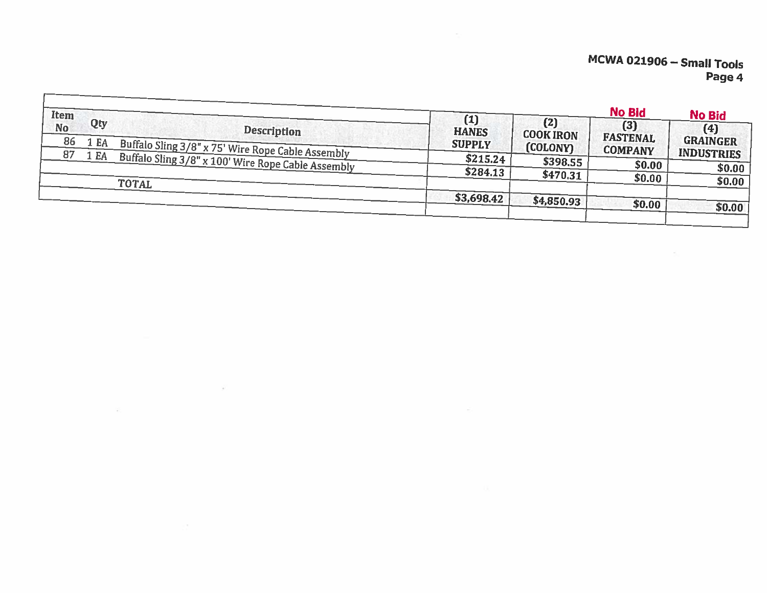MCWA 021906 – Small Tools

| Item No | Qty | Description | (1) HANES SUPPLY | (2) COOK IRON (COLONY) | No Bid (3) FASTENAL COMPANY | No Bid (4) GRAINGER INDUSTRIES |
|---|---|---|---|---|---|---|
| 86 | 1 EA | Buffalo Sling 3/8" x 75' Wire Rope Cable Assembly | $215.24 | $398.55 | $0.00 | $0.00 |
| 87 | 1 EA | Buffalo Sling 3/8" x 100' Wire Rope Cable Assembly | $284.13 | $470.31 | $0.00 | $0.00 |
| | | | | | | |
| | | TOTAL | $3,698.42 | $4,850.93 | $0.00 | $0.00 |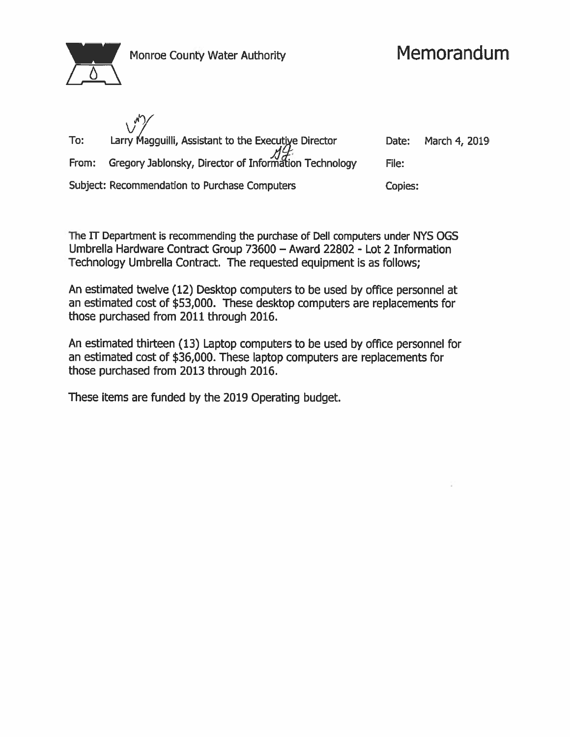Monroe County Water Authority

# Memorandum

| | | | |
|---|---|---|---|
| To: | Larry Magguilli, Assistant to the Executive Director | Date: | March 4, 2019 |
| From: | Gregory Jablonsky, Director of Information Technology | File: | |
| Subject: Recommendation to Purchase Computers | | Copies: | |

The IT Department is recommending the purchase of Dell computers under NYS OGS Umbrella Hardware Contract Group 73600 – Award 22802 - Lot 2 Information Technology Umbrella Contract. The requested equipment is as follows;

An estimated twelve (12) Desktop computers to be used by office personnel at an estimated cost of $53,000. These desktop computers are replacements for those purchased from 2011 through 2016.

An estimated thirteen (13) Laptop computers to be used by office personnel for an estimated cost of $36,000. These laptop computers are replacements for those purchased from 2013 through 2016.

These items are funded by the 2019 Operating budget.